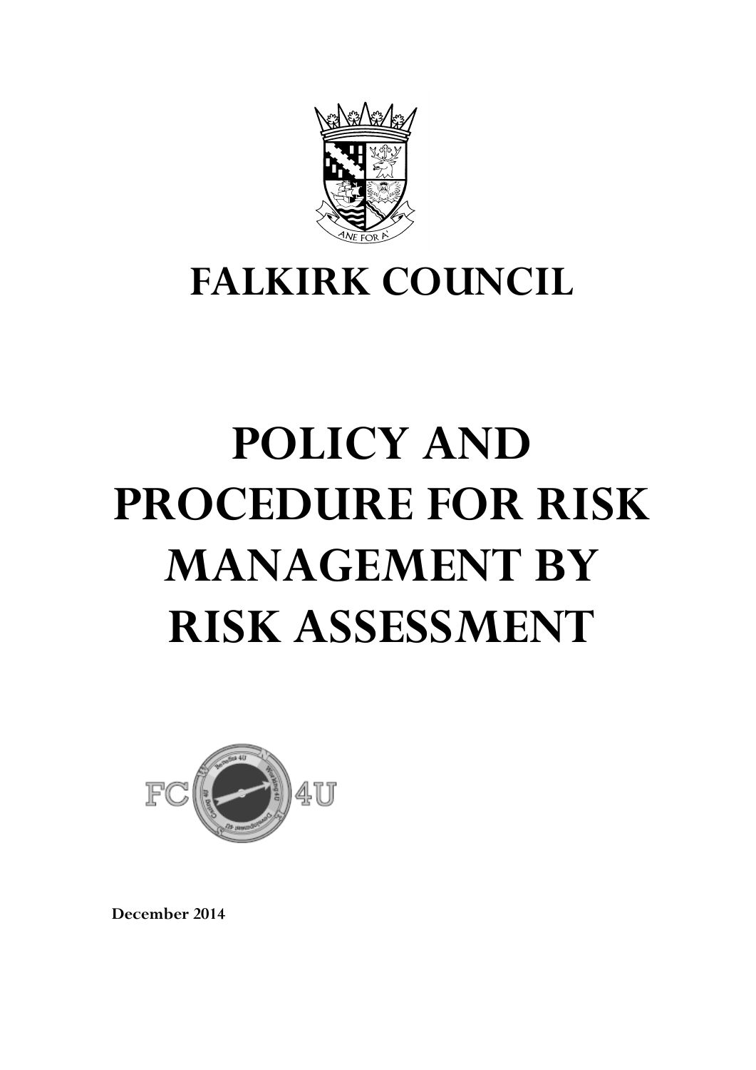# FALKIRK COUNCIL

# POLICY AND PROCEDURE FOR RISK MANAGEMENT BY RISK ASSESSMENT

**December 2014**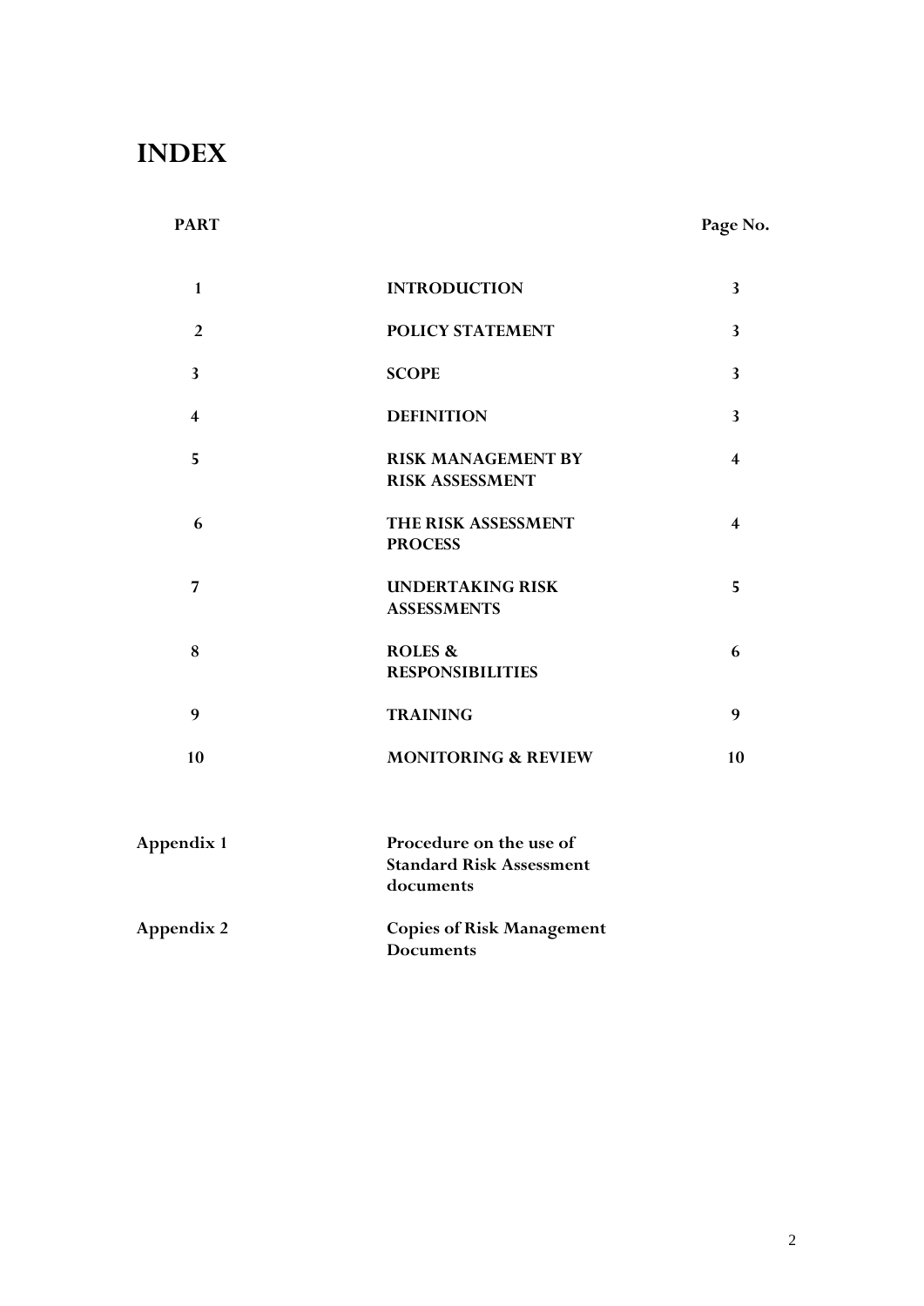# INDEX

| PART | | Page No. |
|---|---|---|
| 1 | INTRODUCTION | 3 |
| 2 | POLICY STATEMENT | 3 |
| 3 | SCOPE | 3 |
| 4 | DEFINITION | 3 |
| 5 | RISK MANAGEMENT BY RISK ASSESSMENT | 4 |
| 6 | THE RISK ASSESSMENT PROCESS | 4 |
| 7 | UNDERTAKING RISK ASSESSMENTS | 5 |
| 8 | ROLES & RESPONSIBILITIES | 6 |
| 9 | TRAINING | 9 |
| 10 | MONITORING & REVIEW | 10 |
| Appendix 1 | Procedure on the use of Standard Risk Assessment documents | |
| Appendix 2 | Copies of Risk Management Documents | |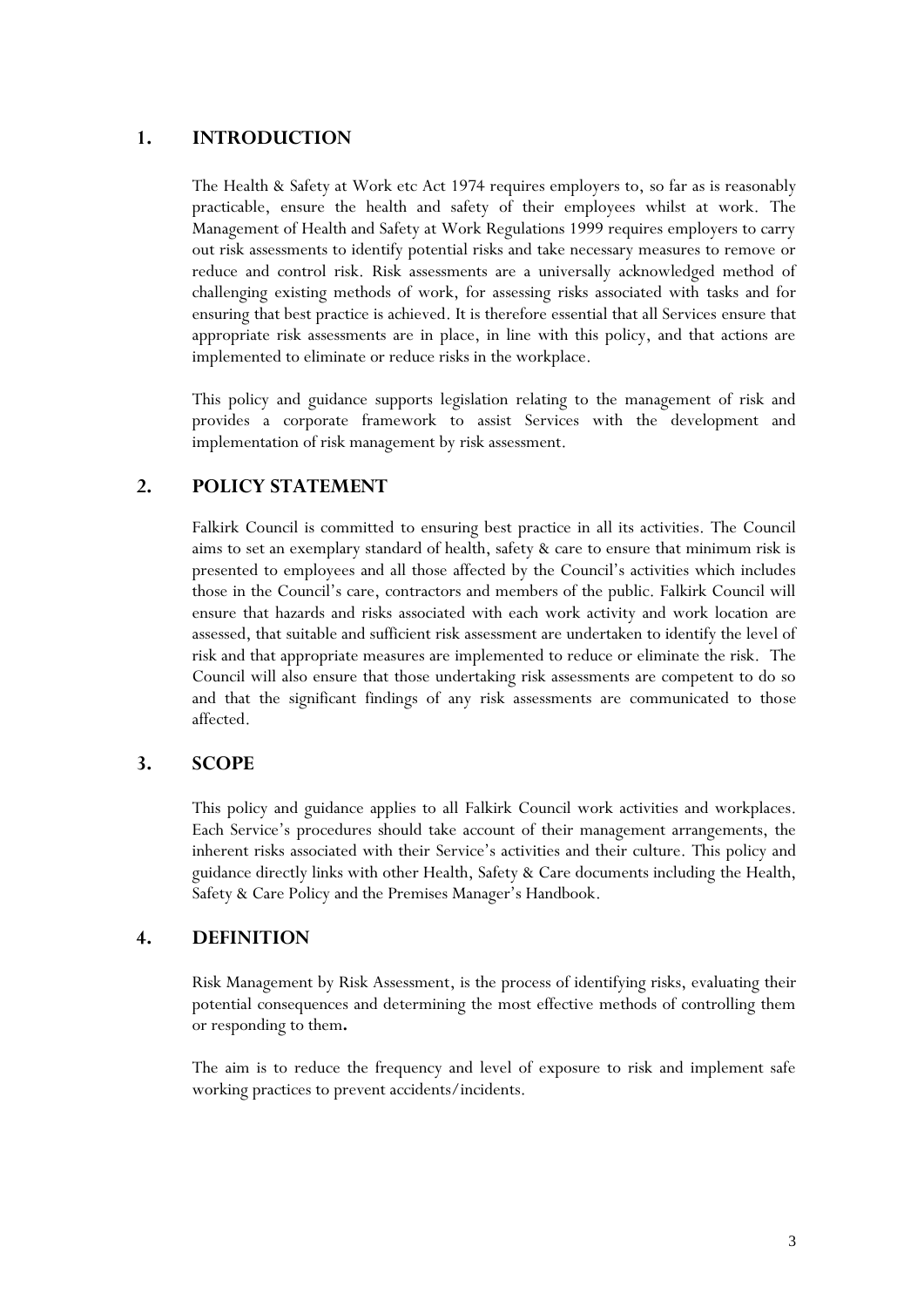## 1. INTRODUCTION

The Health & Safety at Work etc Act 1974 requires employers to, so far as is reasonably practicable, ensure the health and safety of their employees whilst at work. The Management of Health and Safety at Work Regulations 1999 requires employers to carry out risk assessments to identify potential risks and take necessary measures to remove or reduce and control risk. Risk assessments are a universally acknowledged method of challenging existing methods of work, for assessing risks associated with tasks and for ensuring that best practice is achieved. It is therefore essential that all Services ensure that appropriate risk assessments are in place, in line with this policy, and that actions are implemented to eliminate or reduce risks in the workplace.

This policy and guidance supports legislation relating to the management of risk and provides a corporate framework to assist Services with the development and implementation of risk management by risk assessment.

## 2. POLICY STATEMENT

Falkirk Council is committed to ensuring best practice in all its activities. The Council aims to set an exemplary standard of health, safety & care to ensure that minimum risk is presented to employees and all those affected by the Council's activities which includes those in the Council's care, contractors and members of the public. Falkirk Council will ensure that hazards and risks associated with each work activity and work location are assessed, that suitable and sufficient risk assessment are undertaken to identify the level of risk and that appropriate measures are implemented to reduce or eliminate the risk. The Council will also ensure that those undertaking risk assessments are competent to do so and that the significant findings of any risk assessments are communicated to those affected.

## 3. SCOPE

This policy and guidance applies to all Falkirk Council work activities and workplaces. Each Service's procedures should take account of their management arrangements, the inherent risks associated with their Service's activities and their culture. This policy and guidance directly links with other Health, Safety & Care documents including the Health, Safety & Care Policy and the Premises Manager's Handbook.

## 4. DEFINITION

Risk Management by Risk Assessment, is the process of identifying risks, evaluating their potential consequences and determining the most effective methods of controlling them or responding to them**.**

The aim is to reduce the frequency and level of exposure to risk and implement safe working practices to prevent accidents/incidents.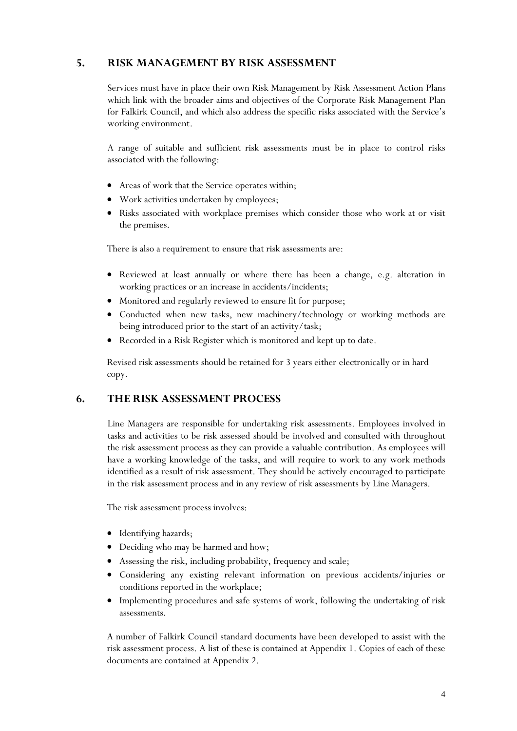## 5. RISK MANAGEMENT BY RISK ASSESSMENT

Services must have in place their own Risk Management by Risk Assessment Action Plans which link with the broader aims and objectives of the Corporate Risk Management Plan for Falkirk Council, and which also address the specific risks associated with the Service's working environment.

A range of suitable and sufficient risk assessments must be in place to control risks associated with the following:

- Areas of work that the Service operates within;
- Work activities undertaken by employees;
- Risks associated with workplace premises which consider those who work at or visit the premises.

There is also a requirement to ensure that risk assessments are:

- Reviewed at least annually or where there has been a change, e.g. alteration in working practices or an increase in accidents/incidents;
- Monitored and regularly reviewed to ensure fit for purpose;
- Conducted when new tasks, new machinery/technology or working methods are being introduced prior to the start of an activity/task;
- Recorded in a Risk Register which is monitored and kept up to date.

Revised risk assessments should be retained for 3 years either electronically or in hard copy.

## 6. THE RISK ASSESSMENT PROCESS

Line Managers are responsible for undertaking risk assessments. Employees involved in tasks and activities to be risk assessed should be involved and consulted with throughout the risk assessment process as they can provide a valuable contribution. As employees will have a working knowledge of the tasks, and will require to work to any work methods identified as a result of risk assessment. They should be actively encouraged to participate in the risk assessment process and in any review of risk assessments by Line Managers.

The risk assessment process involves:

- Identifying hazards;
- Deciding who may be harmed and how;
- Assessing the risk, including probability, frequency and scale;
- Considering any existing relevant information on previous accidents/injuries or conditions reported in the workplace;
- Implementing procedures and safe systems of work, following the undertaking of risk assessments.

A number of Falkirk Council standard documents have been developed to assist with the risk assessment process. A list of these is contained at Appendix 1. Copies of each of these documents are contained at Appendix 2.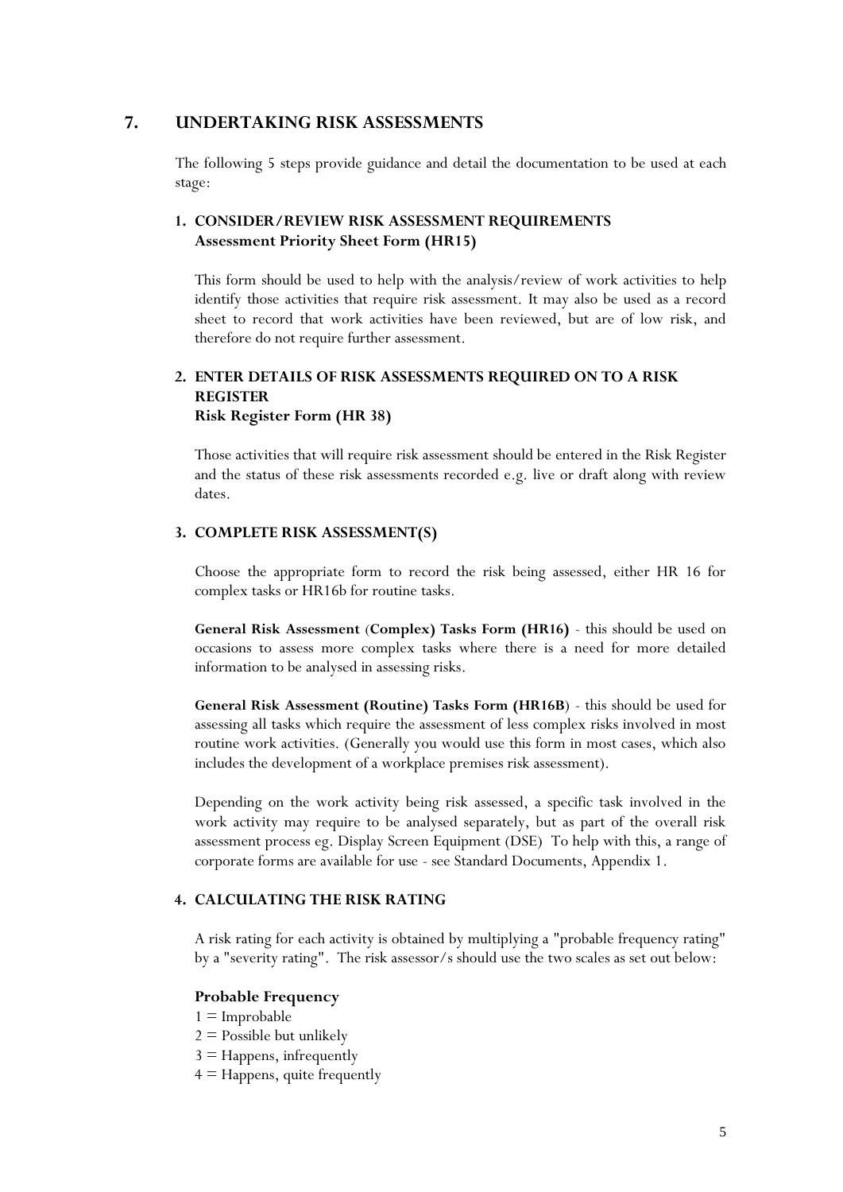## 7. UNDERTAKING RISK ASSESSMENTS

The following 5 steps provide guidance and detail the documentation to be used at each stage:

### 1. CONSIDER/REVIEW RISK ASSESSMENT REQUIREMENTS
**Assessment Priority Sheet Form (HR15)**

This form should be used to help with the analysis/review of work activities to help identify those activities that require risk assessment. It may also be used as a record sheet to record that work activities have been reviewed, but are of low risk, and therefore do not require further assessment.

### 2. ENTER DETAILS OF RISK ASSESSMENTS REQUIRED ON TO A RISK REGISTER
**Risk Register Form (HR 38)**

Those activities that will require risk assessment should be entered in the Risk Register and the status of these risk assessments recorded e.g. live or draft along with review dates.

### 3. COMPLETE RISK ASSESSMENT(S)

Choose the appropriate form to record the risk being assessed, either HR 16 for complex tasks or HR16b for routine tasks.

**General Risk Assessment (Complex) Tasks Form (HR16)** - this should be used on occasions to assess more complex tasks where there is a need for more detailed information to be analysed in assessing risks.

**General Risk Assessment (Routine) Tasks Form (HR16B)** - this should be used for assessing all tasks which require the assessment of less complex risks involved in most routine work activities. (Generally you would use this form in most cases, which also includes the development of a workplace premises risk assessment).

Depending on the work activity being risk assessed, a specific task involved in the work activity may require to be analysed separately, but as part of the overall risk assessment process eg. Display Screen Equipment (DSE) To help with this, a range of corporate forms are available for use - see Standard Documents, Appendix 1.

### 4. CALCULATING THE RISK RATING

A risk rating for each activity is obtained by multiplying a "probable frequency rating" by a "severity rating". The risk assessor/s should use the two scales as set out below:

**Probable Frequency**

1 = Improbable
2 = Possible but unlikely
3 = Happens, infrequently
4 = Happens, quite frequently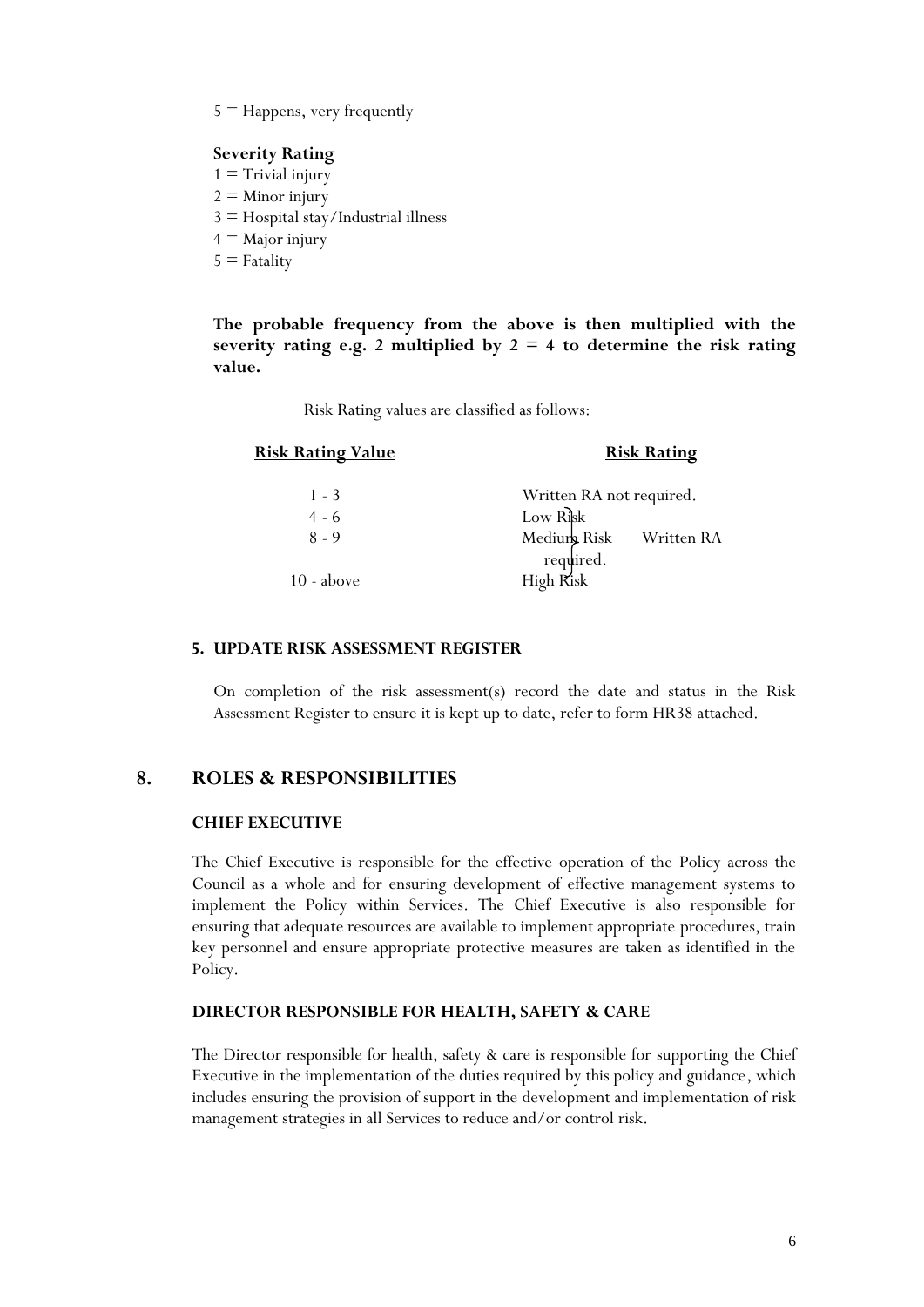5 = Happens, very frequently

**Severity Rating**

1 = Trivial injury
2 = Minor injury
3 = Hospital stay/Industrial illness
4 = Major injury
5 = Fatality

**The probable frequency from the above is then multiplied with the severity rating e.g. 2 multiplied by 2 = 4 to determine the risk rating value.**

Risk Rating values are classified as follows:

| Risk Rating Value | Risk Rating |
|---|---|
| 1 - 3 | Written RA not required. |
| 4 - 6 | Low Risk } Written RA required. |
| 8 - 9 | Medium Risk } Written RA required. |
| 10 - above | High Risk } Written RA required. |

### 5. UPDATE RISK ASSESSMENT REGISTER

On completion of the risk assessment(s) record the date and status in the Risk Assessment Register to ensure it is kept up to date, refer to form HR38 attached.

## 8. ROLES & RESPONSIBILITIES

### CHIEF EXECUTIVE

The Chief Executive is responsible for the effective operation of the Policy across the Council as a whole and for ensuring development of effective management systems to implement the Policy within Services. The Chief Executive is also responsible for ensuring that adequate resources are available to implement appropriate procedures, train key personnel and ensure appropriate protective measures are taken as identified in the Policy.

### DIRECTOR RESPONSIBLE FOR HEALTH, SAFETY & CARE

The Director responsible for health, safety & care is responsible for supporting the Chief Executive in the implementation of the duties required by this policy and guidance, which includes ensuring the provision of support in the development and implementation of risk management strategies in all Services to reduce and/or control risk.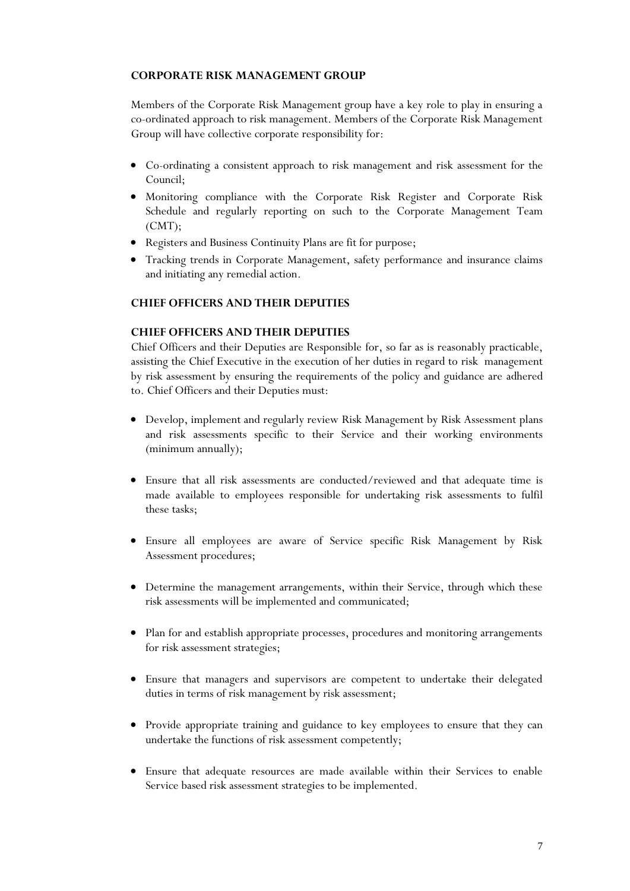### CORPORATE RISK MANAGEMENT GROUP

Members of the Corporate Risk Management group have a key role to play in ensuring a co-ordinated approach to risk management. Members of the Corporate Risk Management Group will have collective corporate responsibility for:

- Co-ordinating a consistent approach to risk management and risk assessment for the Council;
- Monitoring compliance with the Corporate Risk Register and Corporate Risk Schedule and regularly reporting on such to the Corporate Management Team (CMT);
- Registers and Business Continuity Plans are fit for purpose;
- Tracking trends in Corporate Management, safety performance and insurance claims and initiating any remedial action.

### CHIEF OFFICERS AND THEIR DEPUTIES

### CHIEF OFFICERS AND THEIR DEPUTIES

Chief Officers and their Deputies are Responsible for, so far as is reasonably practicable, assisting the Chief Executive in the execution of her duties in regard to risk management by risk assessment by ensuring the requirements of the policy and guidance are adhered to. Chief Officers and their Deputies must:

- Develop, implement and regularly review Risk Management by Risk Assessment plans and risk assessments specific to their Service and their working environments (minimum annually);
- Ensure that all risk assessments are conducted/reviewed and that adequate time is made available to employees responsible for undertaking risk assessments to fulfil these tasks;
- Ensure all employees are aware of Service specific Risk Management by Risk Assessment procedures;
- Determine the management arrangements, within their Service, through which these risk assessments will be implemented and communicated;
- Plan for and establish appropriate processes, procedures and monitoring arrangements for risk assessment strategies;
- Ensure that managers and supervisors are competent to undertake their delegated duties in terms of risk management by risk assessment;
- Provide appropriate training and guidance to key employees to ensure that they can undertake the functions of risk assessment competently;
- Ensure that adequate resources are made available within their Services to enable Service based risk assessment strategies to be implemented.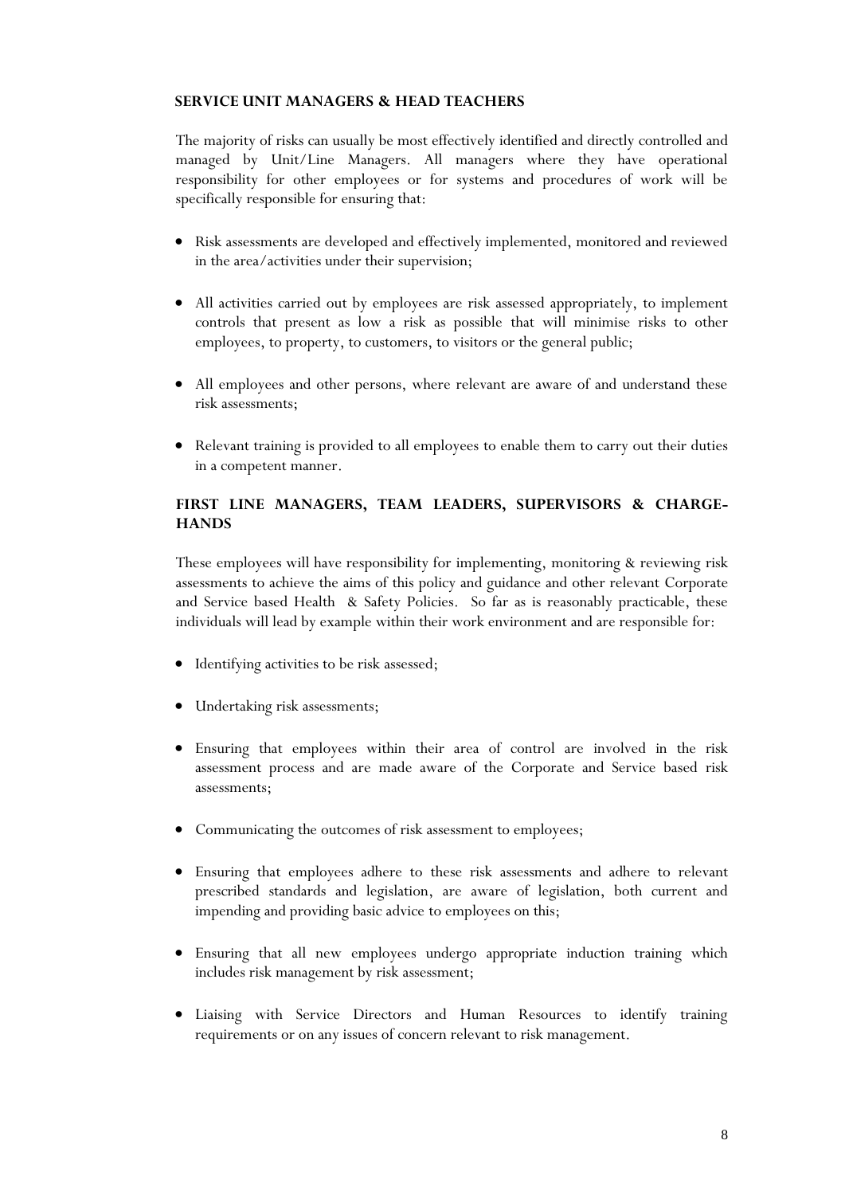### SERVICE UNIT MANAGERS & HEAD TEACHERS

The majority of risks can usually be most effectively identified and directly controlled and managed by Unit/Line Managers. All managers where they have operational responsibility for other employees or for systems and procedures of work will be specifically responsible for ensuring that:

- Risk assessments are developed and effectively implemented, monitored and reviewed in the area/activities under their supervision;
- All activities carried out by employees are risk assessed appropriately, to implement controls that present as low a risk as possible that will minimise risks to other employees, to property, to customers, to visitors or the general public;
- All employees and other persons, where relevant are aware of and understand these risk assessments;
- Relevant training is provided to all employees to enable them to carry out their duties in a competent manner.

### FIRST LINE MANAGERS, TEAM LEADERS, SUPERVISORS & CHARGE-HANDS

These employees will have responsibility for implementing, monitoring & reviewing risk assessments to achieve the aims of this policy and guidance and other relevant Corporate and Service based Health & Safety Policies. So far as is reasonably practicable, these individuals will lead by example within their work environment and are responsible for:

- Identifying activities to be risk assessed;
- Undertaking risk assessments;
- Ensuring that employees within their area of control are involved in the risk assessment process and are made aware of the Corporate and Service based risk assessments;
- Communicating the outcomes of risk assessment to employees;
- Ensuring that employees adhere to these risk assessments and adhere to relevant prescribed standards and legislation, are aware of legislation, both current and impending and providing basic advice to employees on this;
- Ensuring that all new employees undergo appropriate induction training which includes risk management by risk assessment;
- Liaising with Service Directors and Human Resources to identify training requirements or on any issues of concern relevant to risk management.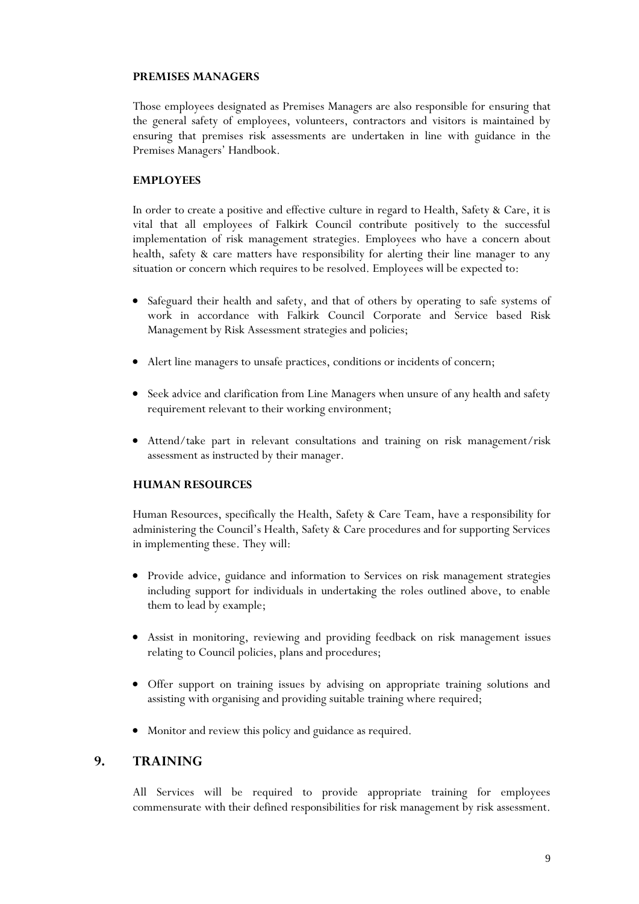### PREMISES MANAGERS

Those employees designated as Premises Managers are also responsible for ensuring that the general safety of employees, volunteers, contractors and visitors is maintained by ensuring that premises risk assessments are undertaken in line with guidance in the Premises Managers' Handbook.

### EMPLOYEES

In order to create a positive and effective culture in regard to Health, Safety & Care, it is vital that all employees of Falkirk Council contribute positively to the successful implementation of risk management strategies. Employees who have a concern about health, safety & care matters have responsibility for alerting their line manager to any situation or concern which requires to be resolved. Employees will be expected to:

- Safeguard their health and safety, and that of others by operating to safe systems of work in accordance with Falkirk Council Corporate and Service based Risk Management by Risk Assessment strategies and policies;
- Alert line managers to unsafe practices, conditions or incidents of concern;
- Seek advice and clarification from Line Managers when unsure of any health and safety requirement relevant to their working environment;
- Attend/take part in relevant consultations and training on risk management/risk assessment as instructed by their manager.

### HUMAN RESOURCES

Human Resources, specifically the Health, Safety & Care Team, have a responsibility for administering the Council's Health, Safety & Care procedures and for supporting Services in implementing these. They will:

- Provide advice, guidance and information to Services on risk management strategies including support for individuals in undertaking the roles outlined above, to enable them to lead by example;
- Assist in monitoring, reviewing and providing feedback on risk management issues relating to Council policies, plans and procedures;
- Offer support on training issues by advising on appropriate training solutions and assisting with organising and providing suitable training where required;
- Monitor and review this policy and guidance as required.

## 9. TRAINING

All Services will be required to provide appropriate training for employees commensurate with their defined responsibilities for risk management by risk assessment.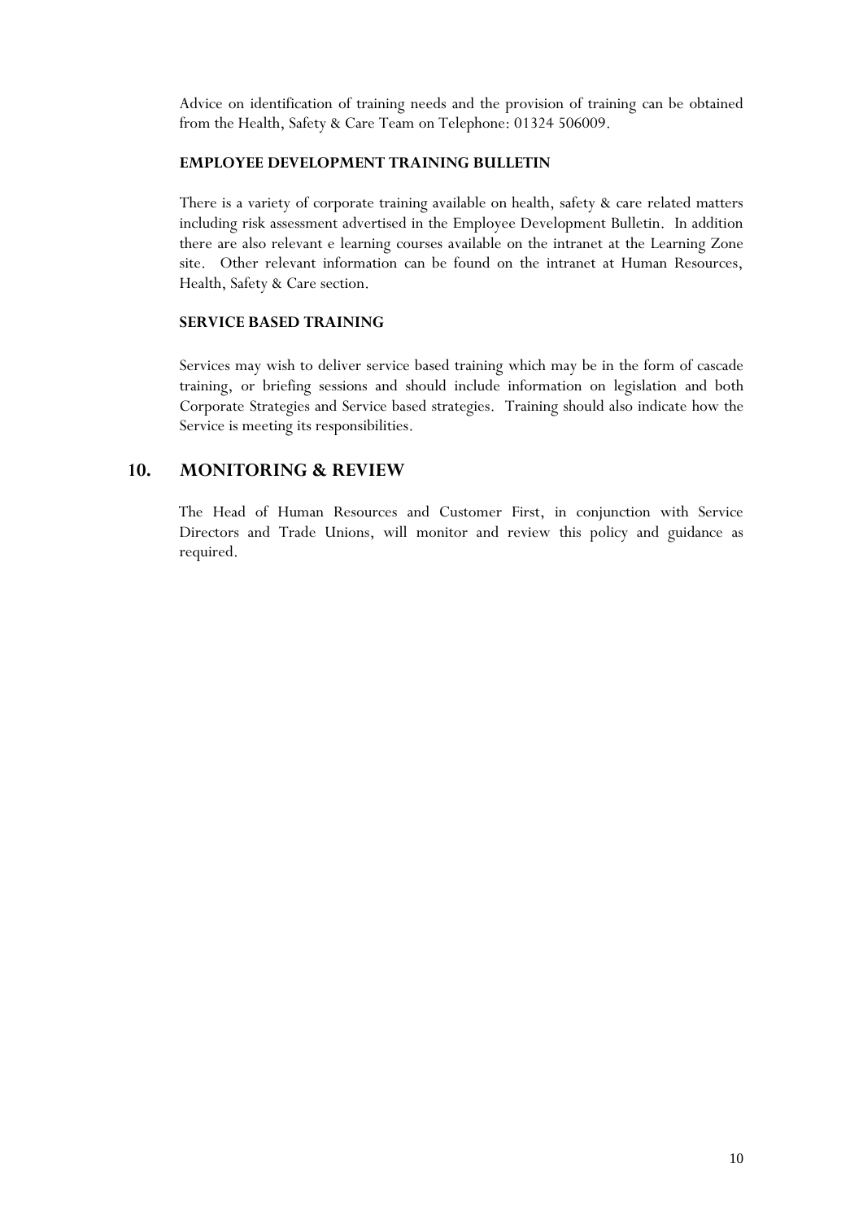Advice on identification of training needs and the provision of training can be obtained from the Health, Safety & Care Team on Telephone: 01324 506009.

**EMPLOYEE DEVELOPMENT TRAINING BULLETIN**

There is a variety of corporate training available on health, safety & care related matters including risk assessment advertised in the Employee Development Bulletin. In addition there are also relevant e learning courses available on the intranet at the Learning Zone site. Other relevant information can be found on the intranet at Human Resources, Health, Safety & Care section.

**SERVICE BASED TRAINING**

Services may wish to deliver service based training which may be in the form of cascade training, or briefing sessions and should include information on legislation and both Corporate Strategies and Service based strategies. Training should also indicate how the Service is meeting its responsibilities.

## 10. MONITORING & REVIEW

The Head of Human Resources and Customer First, in conjunction with Service Directors and Trade Unions, will monitor and review this policy and guidance as required.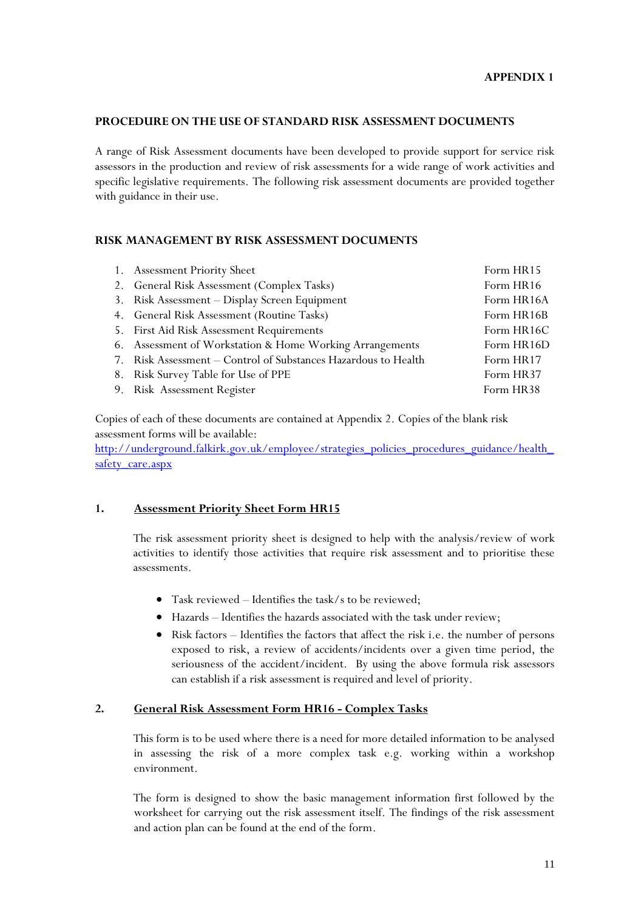**APPENDIX 1**

## PROCEDURE ON THE USE OF STANDARD RISK ASSESSMENT DOCUMENTS

A range of Risk Assessment documents have been developed to provide support for service risk assessors in the production and review of risk assessments for a wide range of work activities and specific legislative requirements. The following risk assessment documents are provided together with guidance in their use.

## RISK MANAGEMENT BY RISK ASSESSMENT DOCUMENTS

| | Document | Form |
|---|---|---|
| 1. | Assessment Priority Sheet | Form HR15 |
| 2. | General Risk Assessment (Complex Tasks) | Form HR16 |
| 3. | Risk Assessment – Display Screen Equipment | Form HR16A |
| 4. | General Risk Assessment (Routine Tasks) | Form HR16B |
| 5. | First Aid Risk Assessment Requirements | Form HR16C |
| 6. | Assessment of Workstation & Home Working Arrangements | Form HR16D |
| 7. | Risk Assessment – Control of Substances Hazardous to Health | Form HR17 |
| 8. | Risk Survey Table for Use of PPE | Form HR37 |
| 9. | Risk Assessment Register | Form HR38 |

Copies of each of these documents are contained at Appendix 2. Copies of the blank risk assessment forms will be available:
http://underground.falkirk.gov.uk/employee/strategies_policies_procedures_guidance/health_safety_care.aspx

### 1. Assessment Priority Sheet Form HR15

The risk assessment priority sheet is designed to help with the analysis/review of work activities to identify those activities that require risk assessment and to prioritise these assessments.

- Task reviewed – Identifies the task/s to be reviewed;
- Hazards – Identifies the hazards associated with the task under review;
- Risk factors – Identifies the factors that affect the risk i.e. the number of persons exposed to risk, a review of accidents/incidents over a given time period, the seriousness of the accident/incident. By using the above formula risk assessors can establish if a risk assessment is required and level of priority.

### 2. General Risk Assessment Form HR16 - Complex Tasks

This form is to be used where there is a need for more detailed information to be analysed in assessing the risk of a more complex task e.g. working within a workshop environment.

The form is designed to show the basic management information first followed by the worksheet for carrying out the risk assessment itself. The findings of the risk assessment and action plan can be found at the end of the form.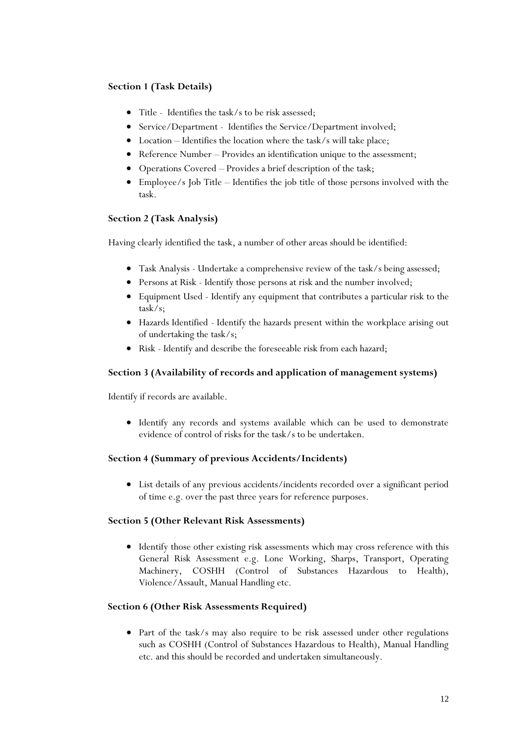**Section 1 (Task Details)**

- Title - Identifies the task/s to be risk assessed;
- Service/Department - Identifies the Service/Department involved;
- Location – Identifies the location where the task/s will take place;
- Reference Number – Provides an identification unique to the assessment;
- Operations Covered – Provides a brief description of the task;
- Employee/s Job Title – Identifies the job title of those persons involved with the task.

**Section 2 (Task Analysis)**

Having clearly identified the task, a number of other areas should be identified:

- Task Analysis - Undertake a comprehensive review of the task/s being assessed;
- Persons at Risk - Identify those persons at risk and the number involved;
- Equipment Used - Identify any equipment that contributes a particular risk to the task/s;
- Hazards Identified - Identify the hazards present within the workplace arising out of undertaking the task/s;
- Risk - Identify and describe the foreseeable risk from each hazard;

**Section 3 (Availability of records and application of management systems)**

Identify if records are available.

- Identify any records and systems available which can be used to demonstrate evidence of control of risks for the task/s to be undertaken.

**Section 4 (Summary of previous Accidents/Incidents)**

- List details of any previous accidents/incidents recorded over a significant period of time e.g. over the past three years for reference purposes.

**Section 5 (Other Relevant Risk Assessments)**

- Identify those other existing risk assessments which may cross reference with this General Risk Assessment e.g. Lone Working, Sharps, Transport, Operating Machinery, COSHH (Control of Substances Hazardous to Health), Violence/Assault, Manual Handling etc.

**Section 6 (Other Risk Assessments Required)**

- Part of the task/s may also require to be risk assessed under other regulations such as COSHH (Control of Substances Hazardous to Health), Manual Handling etc. and this should be recorded and undertaken simultaneously.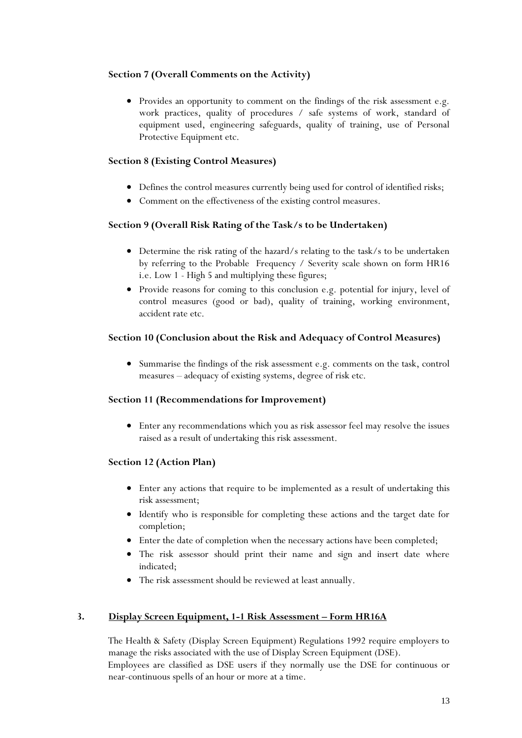**Section 7 (Overall Comments on the Activity)**

- Provides an opportunity to comment on the findings of the risk assessment e.g. work practices, quality of procedures / safe systems of work, standard of equipment used, engineering safeguards, quality of training, use of Personal Protective Equipment etc.

**Section 8 (Existing Control Measures)**

- Defines the control measures currently being used for control of identified risks;
- Comment on the effectiveness of the existing control measures.

**Section 9 (Overall Risk Rating of the Task/s to be Undertaken)**

- Determine the risk rating of the hazard/s relating to the task/s to be undertaken by referring to the Probable Frequency / Severity scale shown on form HR16 i.e. Low 1 - High 5 and multiplying these figures;
- Provide reasons for coming to this conclusion e.g. potential for injury, level of control measures (good or bad), quality of training, working environment, accident rate etc.

**Section 10 (Conclusion about the Risk and Adequacy of Control Measures)**

- Summarise the findings of the risk assessment e.g. comments on the task, control measures – adequacy of existing systems, degree of risk etc.

**Section 11 (Recommendations for Improvement)**

- Enter any recommendations which you as risk assessor feel may resolve the issues raised as a result of undertaking this risk assessment.

**Section 12 (Action Plan)**

- Enter any actions that require to be implemented as a result of undertaking this risk assessment;
- Identify who is responsible for completing these actions and the target date for completion;
- Enter the date of completion when the necessary actions have been completed;
- The risk assessor should print their name and sign and insert date where indicated;
- The risk assessment should be reviewed at least annually.

## 3. Display Screen Equipment, 1-1 Risk Assessment – Form HR16A

The Health & Safety (Display Screen Equipment) Regulations 1992 require employers to manage the risks associated with the use of Display Screen Equipment (DSE).
Employees are classified as DSE users if they normally use the DSE for continuous or near-continuous spells of an hour or more at a time.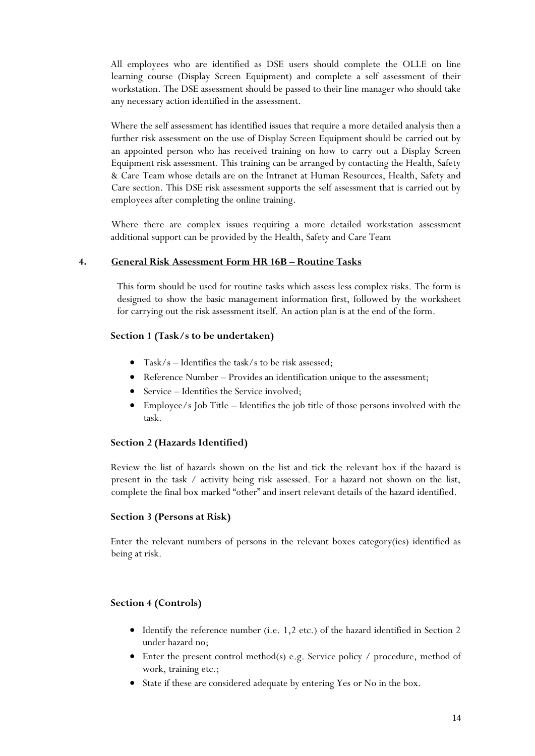All employees who are identified as DSE users should complete the OLLE on line learning course (Display Screen Equipment) and complete a self assessment of their workstation. The DSE assessment should be passed to their line manager who should take any necessary action identified in the assessment.

Where the self assessment has identified issues that require a more detailed analysis then a further risk assessment on the use of Display Screen Equipment should be carried out by an appointed person who has received training on how to carry out a Display Screen Equipment risk assessment. This training can be arranged by contacting the Health, Safety & Care Team whose details are on the Intranet at Human Resources, Health, Safety and Care section. This DSE risk assessment supports the self assessment that is carried out by employees after completing the online training.

Where there are complex issues requiring a more detailed workstation assessment additional support can be provided by the Health, Safety and Care Team

## 4. General Risk Assessment Form HR 16B – Routine Tasks

This form should be used for routine tasks which assess less complex risks. The form is designed to show the basic management information first, followed by the worksheet for carrying out the risk assessment itself. An action plan is at the end of the form.

### Section 1 (Task/s to be undertaken)

- Task/s – Identifies the task/s to be risk assessed;
- Reference Number – Provides an identification unique to the assessment;
- Service – Identifies the Service involved;
- Employee/s Job Title – Identifies the job title of those persons involved with the task.

### Section 2 (Hazards Identified)

Review the list of hazards shown on the list and tick the relevant box if the hazard is present in the task / activity being risk assessed. For a hazard not shown on the list, complete the final box marked "other" and insert relevant details of the hazard identified.

### Section 3 (Persons at Risk)

Enter the relevant numbers of persons in the relevant boxes category(ies) identified as being at risk.

### Section 4 (Controls)

- Identify the reference number (i.e. 1,2 etc.) of the hazard identified in Section 2 under hazard no;
- Enter the present control method(s) e.g. Service policy / procedure, method of work, training etc.;
- State if these are considered adequate by entering Yes or No in the box.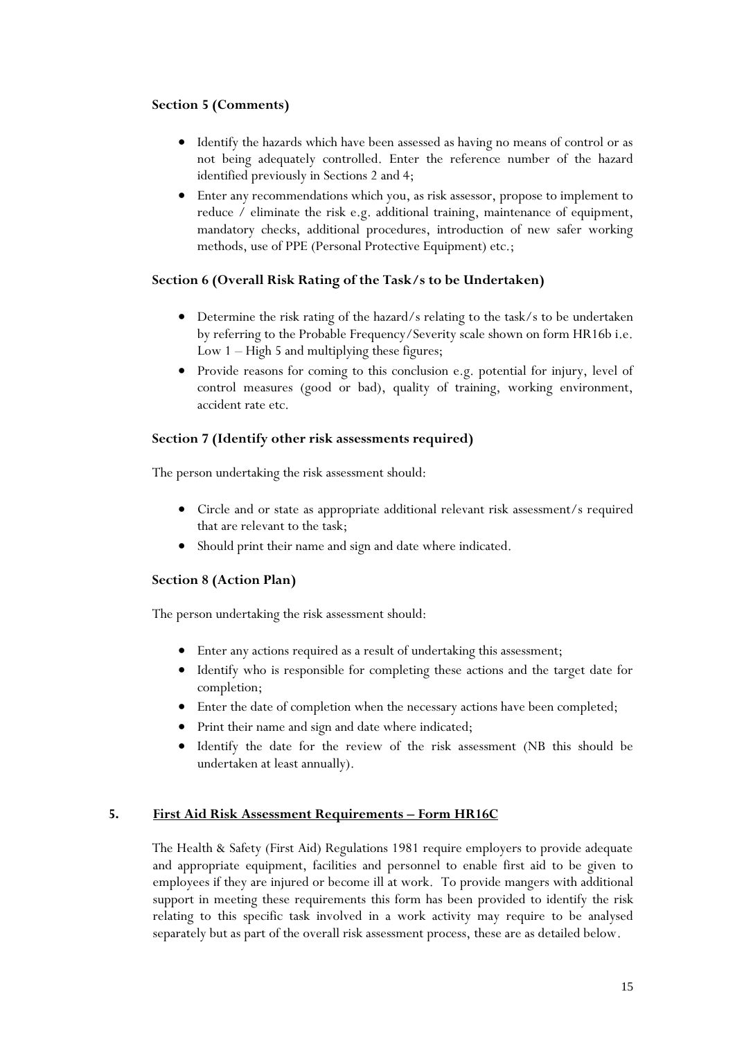### Section 5 (Comments)

- Identify the hazards which have been assessed as having no means of control or as not being adequately controlled. Enter the reference number of the hazard identified previously in Sections 2 and 4;
- Enter any recommendations which you, as risk assessor, propose to implement to reduce / eliminate the risk e.g. additional training, maintenance of equipment, mandatory checks, additional procedures, introduction of new safer working methods, use of PPE (Personal Protective Equipment) etc.;

### Section 6 (Overall Risk Rating of the Task/s to be Undertaken)

- Determine the risk rating of the hazard/s relating to the task/s to be undertaken by referring to the Probable Frequency/Severity scale shown on form HR16b i.e. Low 1 – High 5 and multiplying these figures;
- Provide reasons for coming to this conclusion e.g. potential for injury, level of control measures (good or bad), quality of training, working environment, accident rate etc.

### Section 7 (Identify other risk assessments required)

The person undertaking the risk assessment should:

- Circle and or state as appropriate additional relevant risk assessment/s required that are relevant to the task;
- Should print their name and sign and date where indicated.

### Section 8 (Action Plan)

The person undertaking the risk assessment should:

- Enter any actions required as a result of undertaking this assessment;
- Identify who is responsible for completing these actions and the target date for completion;
- Enter the date of completion when the necessary actions have been completed;
- Print their name and sign and date where indicated;
- Identify the date for the review of the risk assessment (NB this should be undertaken at least annually).

## 5. First Aid Risk Assessment Requirements – Form HR16C

The Health & Safety (First Aid) Regulations 1981 require employers to provide adequate and appropriate equipment, facilities and personnel to enable first aid to be given to employees if they are injured or become ill at work. To provide mangers with additional support in meeting these requirements this form has been provided to identify the risk relating to this specific task involved in a work activity may require to be analysed separately but as part of the overall risk assessment process, these are as detailed below.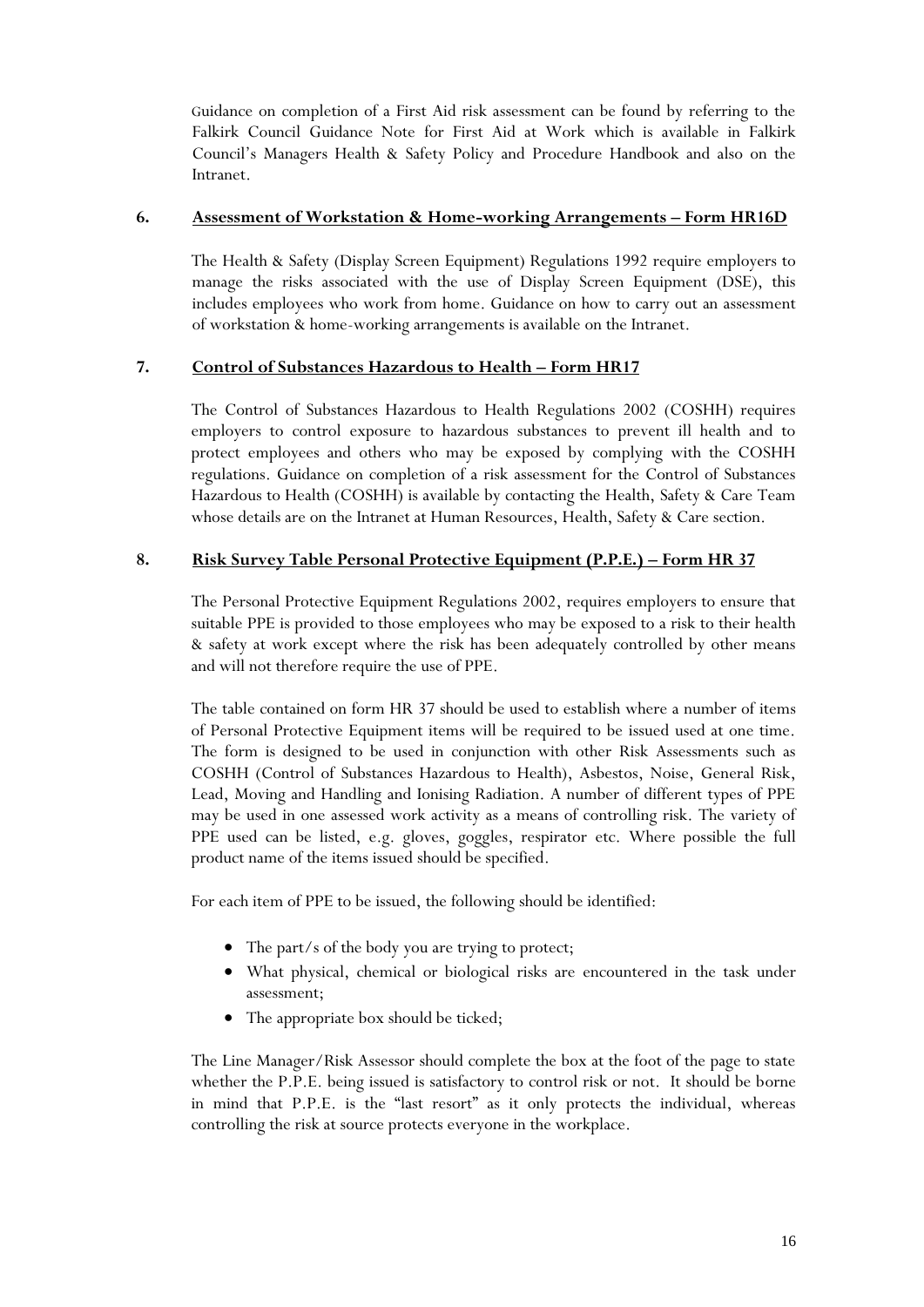Guidance on completion of a First Aid risk assessment can be found by referring to the Falkirk Council Guidance Note for First Aid at Work which is available in Falkirk Council's Managers Health & Safety Policy and Procedure Handbook and also on the Intranet.

## 6. Assessment of Workstation & Home-working Arrangements – Form HR16D

The Health & Safety (Display Screen Equipment) Regulations 1992 require employers to manage the risks associated with the use of Display Screen Equipment (DSE), this includes employees who work from home. Guidance on how to carry out an assessment of workstation & home-working arrangements is available on the Intranet.

## 7. Control of Substances Hazardous to Health – Form HR17

The Control of Substances Hazardous to Health Regulations 2002 (COSHH) requires employers to control exposure to hazardous substances to prevent ill health and to protect employees and others who may be exposed by complying with the COSHH regulations. Guidance on completion of a risk assessment for the Control of Substances Hazardous to Health (COSHH) is available by contacting the Health, Safety & Care Team whose details are on the Intranet at Human Resources, Health, Safety & Care section.

## 8. Risk Survey Table Personal Protective Equipment (P.P.E.) – Form HR 37

The Personal Protective Equipment Regulations 2002, requires employers to ensure that suitable PPE is provided to those employees who may be exposed to a risk to their health & safety at work except where the risk has been adequately controlled by other means and will not therefore require the use of PPE.

The table contained on form HR 37 should be used to establish where a number of items of Personal Protective Equipment items will be required to be issued used at one time. The form is designed to be used in conjunction with other Risk Assessments such as COSHH (Control of Substances Hazardous to Health), Asbestos, Noise, General Risk, Lead, Moving and Handling and Ionising Radiation. A number of different types of PPE may be used in one assessed work activity as a means of controlling risk. The variety of PPE used can be listed, e.g. gloves, goggles, respirator etc. Where possible the full product name of the items issued should be specified.

For each item of PPE to be issued, the following should be identified:

- The part/s of the body you are trying to protect;
- What physical, chemical or biological risks are encountered in the task under assessment;
- The appropriate box should be ticked;

The Line Manager/Risk Assessor should complete the box at the foot of the page to state whether the P.P.E. being issued is satisfactory to control risk or not. It should be borne in mind that P.P.E. is the "last resort" as it only protects the individual, whereas controlling the risk at source protects everyone in the workplace.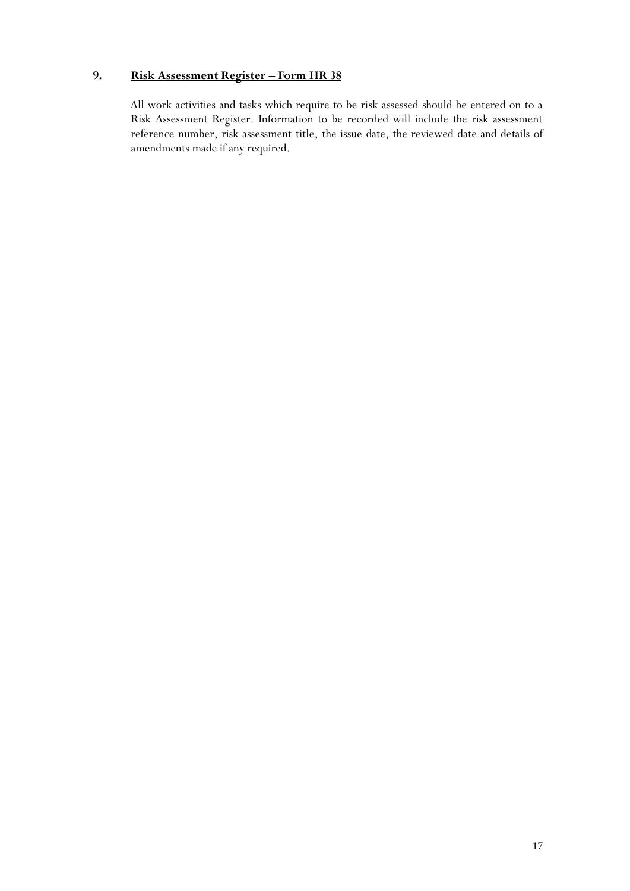## 9. Risk Assessment Register – Form HR 38

All work activities and tasks which require to be risk assessed should be entered on to a Risk Assessment Register. Information to be recorded will include the risk assessment reference number, risk assessment title, the issue date, the reviewed date and details of amendments made if any required.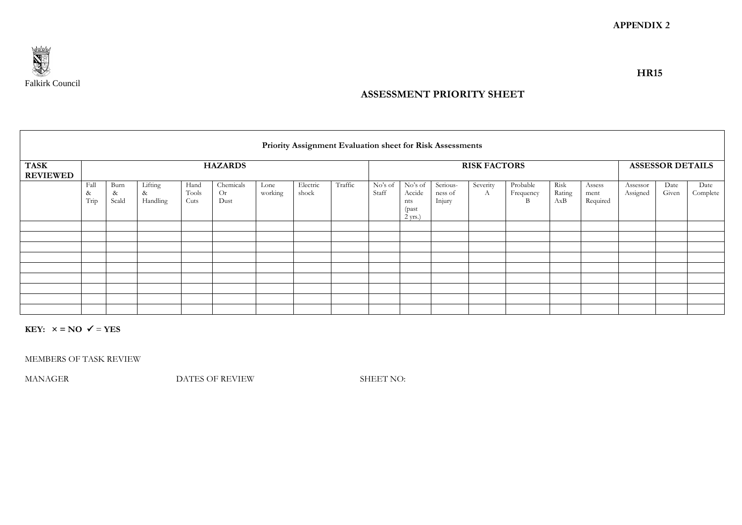**APPENDIX 2**

Falkirk Council

**HR15**

## ASSESSMENT PRIORITY SHEET

| Priority Assignment Evaluation sheet for Risk Assessments | | | | | | | | | | | | | | | | | | | |
|---|---|---|---|---|---|---|---|---|---|---|---|---|---|---|---|---|---|---|---|
| **TASK REVIEWED** | **HAZARDS** | | | | | | | | **RISK FACTORS** | | | | | | | | **ASSESSOR DETAILS** | | |
| | Fall & Trip | Burn & Scald | Lifting & Handling | Hand Tools Cuts | Chemicals Or Dust | Lone working | Electric shock | Traffic | No's of Staff | No's of Accidents (past 2 yrs.) | Seriousness of Injury | Severity A | Probable Frequency B | Risk Rating AxB | Assessment Required | Assessor Assigned | Date Given | Date Complete |
| | | | | | | | | | | | | | | | | | | |
| | | | | | | | | | | | | | | | | | | |
| | | | | | | | | | | | | | | | | | | |
| | | | | | | | | | | | | | | | | | | |
| | | | | | | | | | | | | | | | | | | |
| | | | | | | | | | | | | | | | | | | |
| | | | | | | | | | | | | | | | | | | |
| | | | | | | | | | | | | | | | | | | |
| | | | | | | | | | | | | | | | | | | |

**KEY: × = NO ✓ = YES**

MEMBERS OF TASK REVIEW

MANAGER    DATES OF REVIEW    SHEET NO: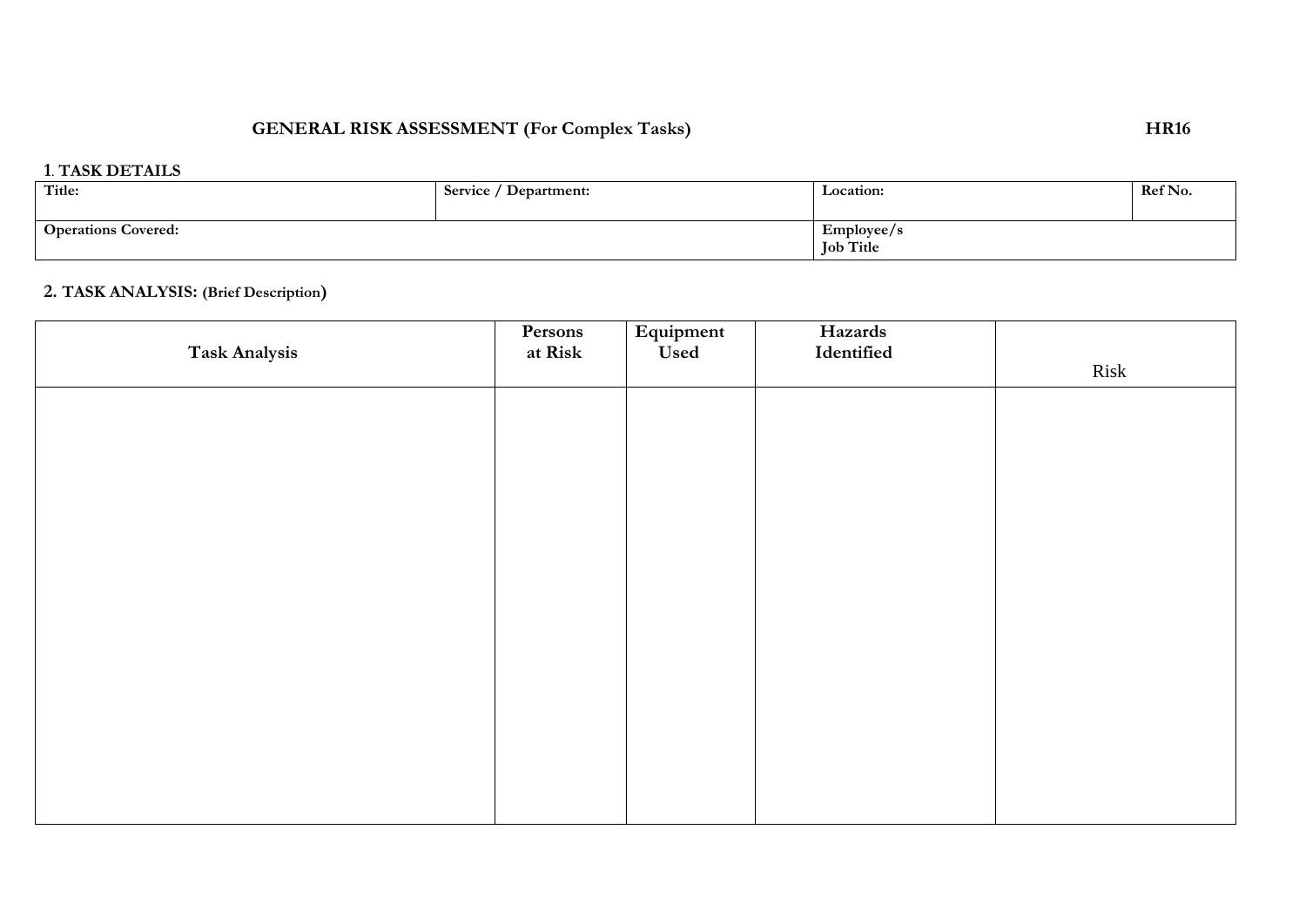# GENERAL RISK ASSESSMENT (For Complex Tasks) HR16

## 1. TASK DETAILS

| Title: | Service / Department: | Location: | Ref No. |
|---|---|---|---|
| **Operations Covered:** | | **Employee/s Job Title** | |

## 2. TASK ANALYSIS: (Brief Description)

| Task Analysis | Persons at Risk | Equipment Used | Hazards Identified | Risk |
|---|---|---|---|---|
| | | | | |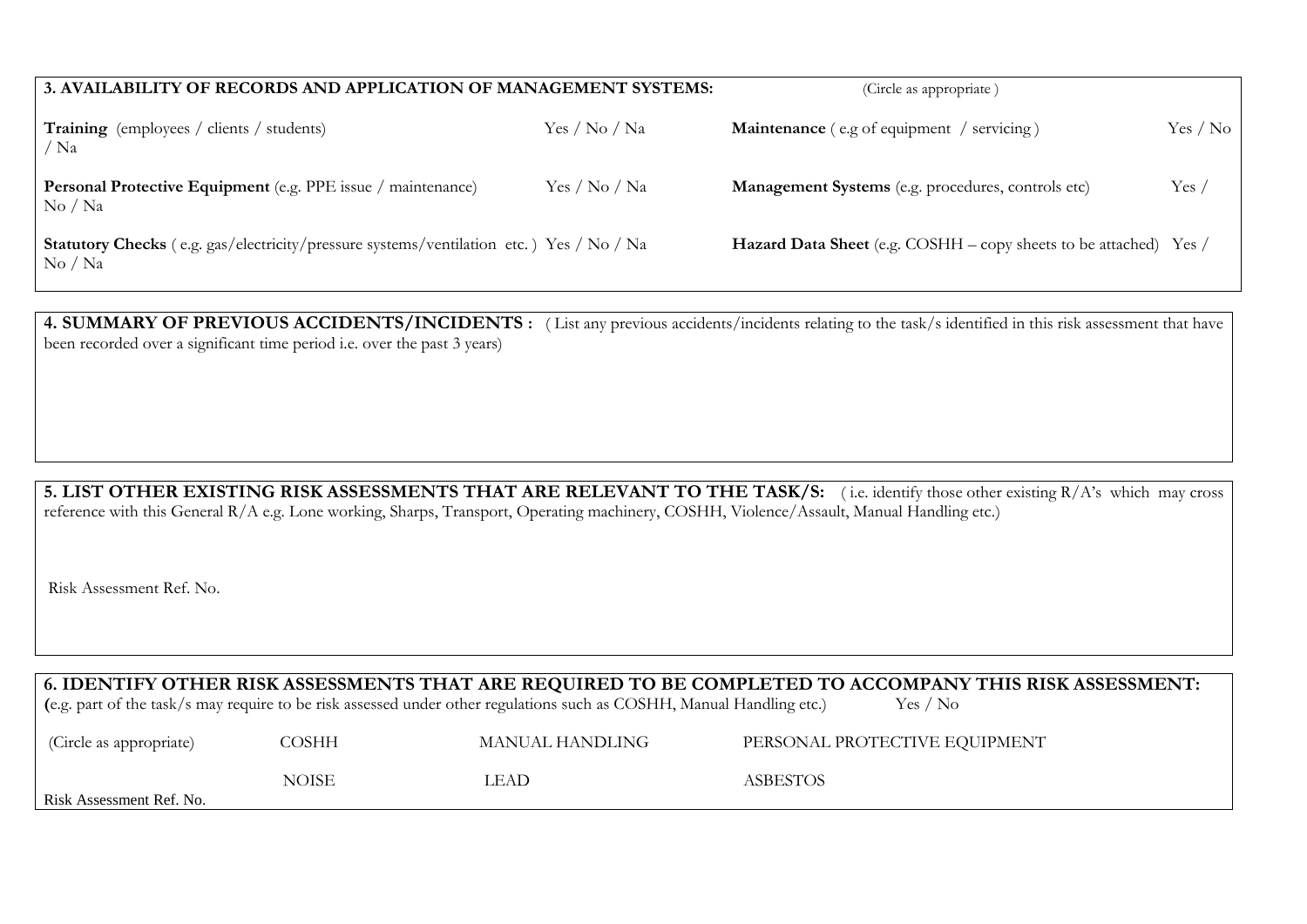**3. AVAILABILITY OF RECORDS AND APPLICATION OF MANAGEMENT SYSTEMS:** (Circle as appropriate )

| | | | |
|---|---|---|---|
| **Training** (employees / clients / students) | Yes / No / Na | **Maintenance** ( e.g of equipment / servicing ) | Yes / No / Na |
| **Personal Protective Equipment** (e.g. PPE issue / maintenance) | Yes / No / Na | **Management Systems** (e.g. procedures, controls etc) | Yes / No / Na |
| **Statutory Checks** ( e.g. gas/electricity/pressure systems/ventilation etc. ) | Yes / No / Na | **Hazard Data Sheet** (e.g. COSHH – copy sheets to be attached) | Yes / No / Na |

**4. SUMMARY OF PREVIOUS ACCIDENTS/INCIDENTS :** ( List any previous accidents/incidents relating to the task/s identified in this risk assessment that have been recorded over a significant time period i.e. over the past 3 years)

**5. LIST OTHER EXISTING RISK ASSESSMENTS THAT ARE RELEVANT TO THE TASK/S:** ( i.e. identify those other existing R/A's which may cross reference with this General R/A e.g. Lone working, Sharps, Transport, Operating machinery, COSHH, Violence/Assault, Manual Handling etc.)

Risk Assessment Ref. No.

**6. IDENTIFY OTHER RISK ASSESSMENTS THAT ARE REQUIRED TO BE COMPLETED TO ACCOMPANY THIS RISK ASSESSMENT:**
**(**e.g. part of the task/s may require to be risk assessed under other regulations such as COSHH, Manual Handling etc.) Yes / No

| | | | |
|---|---|---|---|
| (Circle as appropriate) | COSHH | MANUAL HANDLING | PERSONAL PROTECTIVE EQUIPMENT |
| | NOISE | LEAD | ASBESTOS |

Risk Assessment Ref. No.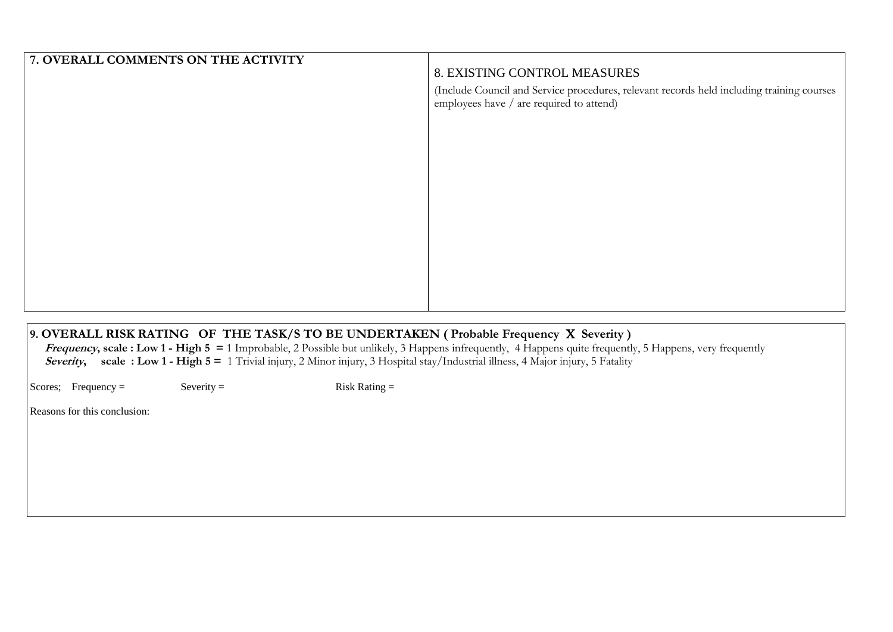| 7. OVERALL COMMENTS ON THE ACTIVITY | 8. EXISTING CONTROL MEASURES<br><br>(Include Council and Service procedures, relevant records held including training courses employees have / are required to attend) |
|---|---|
| | |

**9. OVERALL RISK RATING OF THE TASK/S TO BE UNDERTAKEN ( Probable Frequency X Severity )**

***Frequency*, scale : Low 1 - High 5 =** 1 Improbable, 2 Possible but unlikely, 3 Happens infrequently, 4 Happens quite frequently, 5 Happens, very frequently

***Severity*, scale : Low 1 - High 5 =** 1 Trivial injury, 2 Minor injury, 3 Hospital stay/Industrial illness, 4 Major injury, 5 Fatality

Scores; Frequency = Severity = Risk Rating =

Reasons for this conclusion: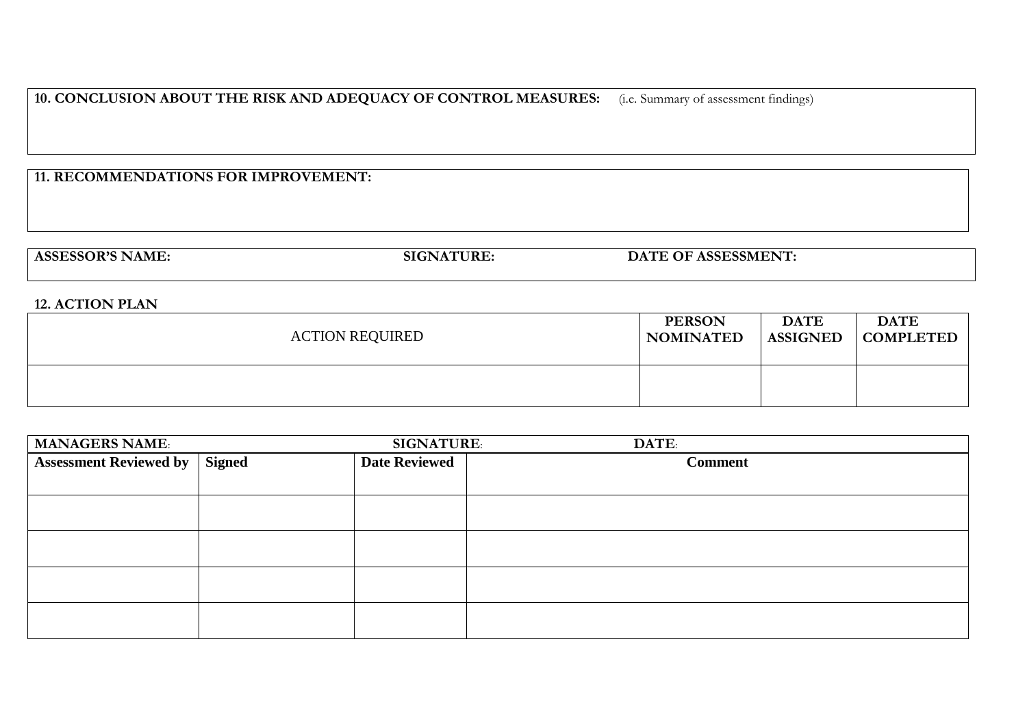**10. CONCLUSION ABOUT THE RISK AND ADEQUACY OF CONTROL MEASURES:** (i.e. Summary of assessment findings)

**11. RECOMMENDATIONS FOR IMPROVEMENT:**

| **ASSESSOR'S NAME:** | **SIGNATURE:** | **DATE OF ASSESSMENT:** |
|---|---|---|

**12. ACTION PLAN**

| ACTION REQUIRED | **PERSON NOMINATED** | **DATE ASSIGNED** | **DATE COMPLETED** |
|---|---|---|---|
| | | | |

| **MANAGERS NAME**: | | **SIGNATURE**: | **DATE**: |
|---|---|---|---|
| **Assessment Reviewed by** | **Signed** | **Date Reviewed** | **Comment** |
| | | | |
| | | | |
| | | | |
| | | | |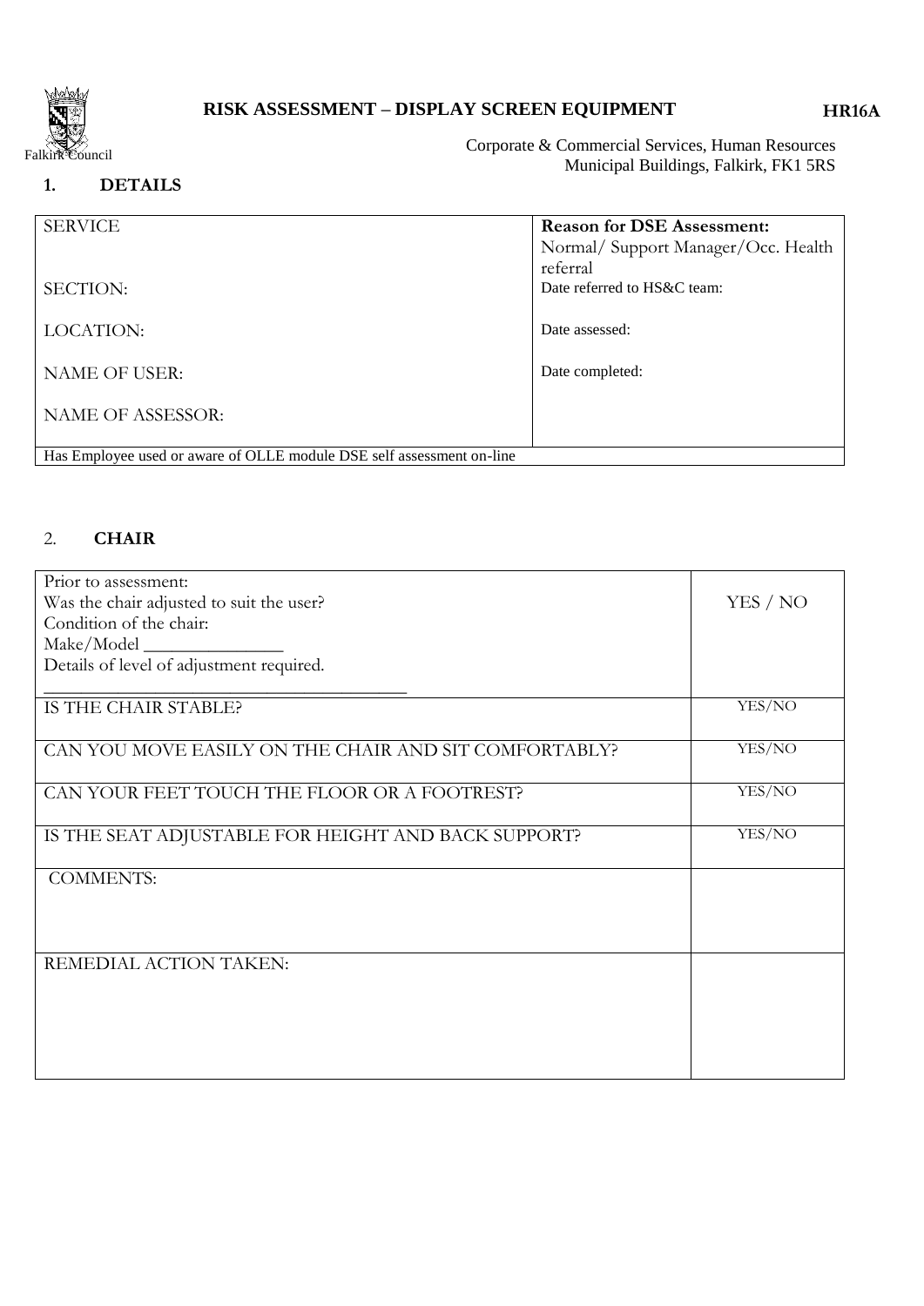Falkirk Council

**RISK ASSESSMENT – DISPLAY SCREEN EQUIPMENT** **HR16A**

Corporate & Commercial Services, Human Resources
Municipal Buildings, Falkirk, FK1 5RS

## 1. DETAILS

| SERVICE | **Reason for DSE Assessment:** Normal/ Support Manager/Occ. Health referral |
|---|---|
| SECTION: | Date referred to HS&C team: |
| LOCATION: | Date assessed: |
| NAME OF USER: | Date completed: |
| NAME OF ASSESSOR: | |
| Has Employee used or aware of OLLE module DSE self assessment on-line | |

## 2. CHAIR

| Prior to assessment:<br>Was the chair adjusted to suit the user?<br>Condition of the chair:<br>Make/Model _______________<br>Details of level of adjustment required.<br>________________________________________ | YES / NO |
|---|---|
| IS THE CHAIR STABLE? | YES/NO |
| CAN YOU MOVE EASILY ON THE CHAIR AND SIT COMFORTABLY? | YES/NO |
| CAN YOUR FEET TOUCH THE FLOOR OR A FOOTREST? | YES/NO |
| IS THE SEAT ADJUSTABLE FOR HEIGHT AND BACK SUPPORT? | YES/NO |
| COMMENTS: | |
| REMEDIAL ACTION TAKEN: | |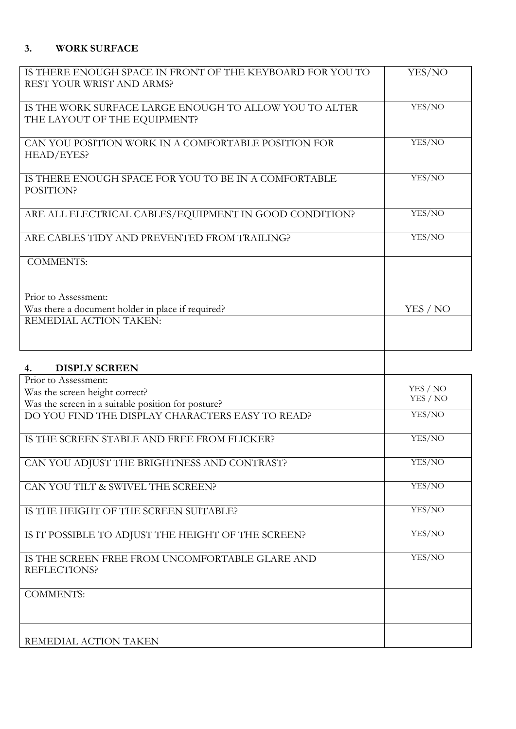### 3. WORK SURFACE

| | |
|---|---|
| IS THERE ENOUGH SPACE IN FRONT OF THE KEYBOARD FOR YOU TO REST YOUR WRIST AND ARMS? | YES/NO |
| IS THE WORK SURFACE LARGE ENOUGH TO ALLOW YOU TO ALTER THE LAYOUT OF THE EQUIPMENT? | YES/NO |
| CAN YOU POSITION WORK IN A COMFORTABLE POSITION FOR HEAD/EYES? | YES/NO |
| IS THERE ENOUGH SPACE FOR YOU TO BE IN A COMFORTABLE POSITION? | YES/NO |
| ARE ALL ELECTRICAL CABLES/EQUIPMENT IN GOOD CONDITION? | YES/NO |
| ARE CABLES TIDY AND PREVENTED FROM TRAILING? | YES/NO |
| COMMENTS:<br><br>Prior to Assessment:<br>Was there a document holder in place if required? | YES / NO |
| REMEDIAL ACTION TAKEN: | |

### 4. DISPLY SCREEN

| | |
|---|---|
| Prior to Assessment:<br>Was the screen height correct?<br>Was the screen in a suitable position for posture? | YES / NO<br>YES / NO |
| DO YOU FIND THE DISPLAY CHARACTERS EASY TO READ? | YES/NO |
| IS THE SCREEN STABLE AND FREE FROM FLICKER? | YES/NO |
| CAN YOU ADJUST THE BRIGHTNESS AND CONTRAST? | YES/NO |
| CAN YOU TILT & SWIVEL THE SCREEN? | YES/NO |
| IS THE HEIGHT OF THE SCREEN SUITABLE? | YES/NO |
| IS IT POSSIBLE TO ADJUST THE HEIGHT OF THE SCREEN? | YES/NO |
| IS THE SCREEN FREE FROM UNCOMFORTABLE GLARE AND REFLECTIONS? | YES/NO |
| COMMENTS: | |
| REMEDIAL ACTION TAKEN | |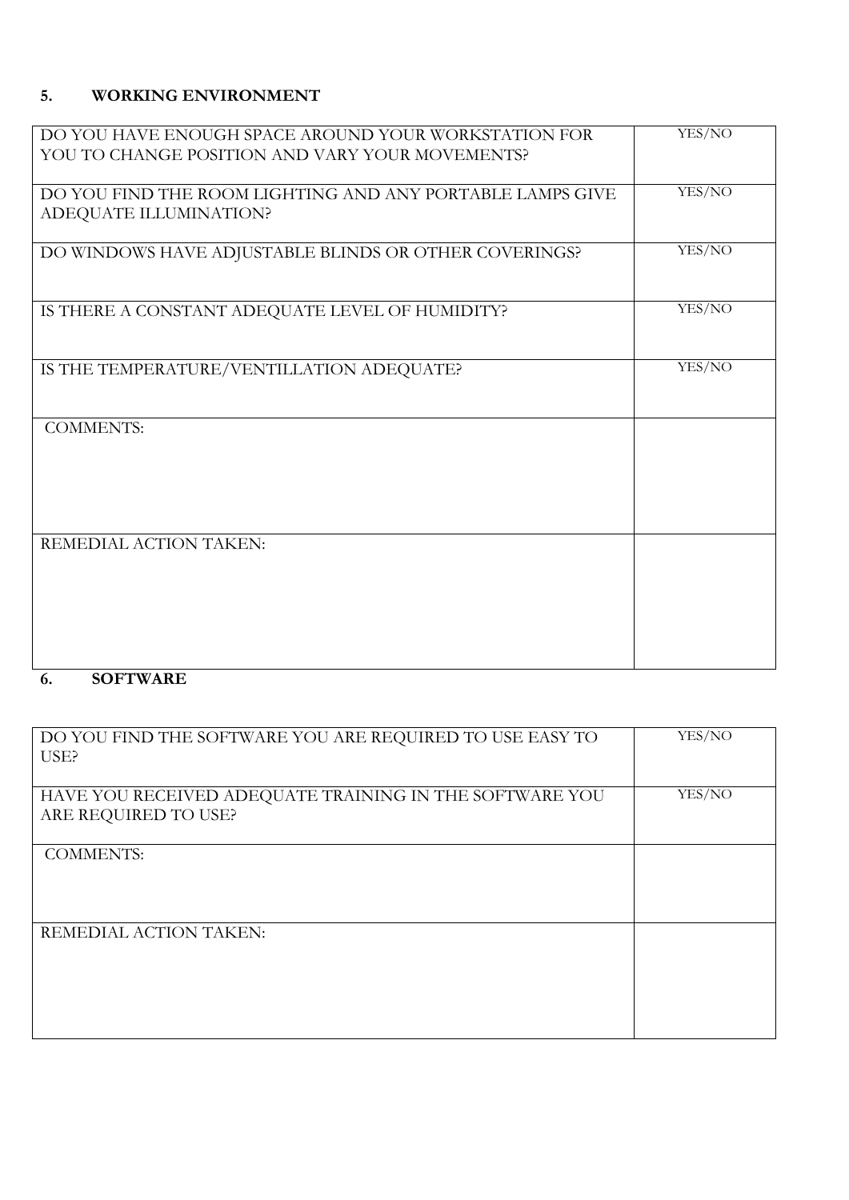## 5. WORKING ENVIRONMENT

| | |
|---|---|
| DO YOU HAVE ENOUGH SPACE AROUND YOUR WORKSTATION FOR YOU TO CHANGE POSITION AND VARY YOUR MOVEMENTS? | YES/NO |
| DO YOU FIND THE ROOM LIGHTING AND ANY PORTABLE LAMPS GIVE ADEQUATE ILLUMINATION? | YES/NO |
| DO WINDOWS HAVE ADJUSTABLE BLINDS OR OTHER COVERINGS? | YES/NO |
| IS THERE A CONSTANT ADEQUATE LEVEL OF HUMIDITY? | YES/NO |
| IS THE TEMPERATURE/VENTILLATION ADEQUATE? | YES/NO |
| COMMENTS: | |
| REMEDIAL ACTION TAKEN: | |

## 6. SOFTWARE

| | |
|---|---|
| DO YOU FIND THE SOFTWARE YOU ARE REQUIRED TO USE EASY TO USE? | YES/NO |
| HAVE YOU RECEIVED ADEQUATE TRAINING IN THE SOFTWARE YOU ARE REQUIRED TO USE? | YES/NO |
| COMMENTS: | |
| REMEDIAL ACTION TAKEN: | |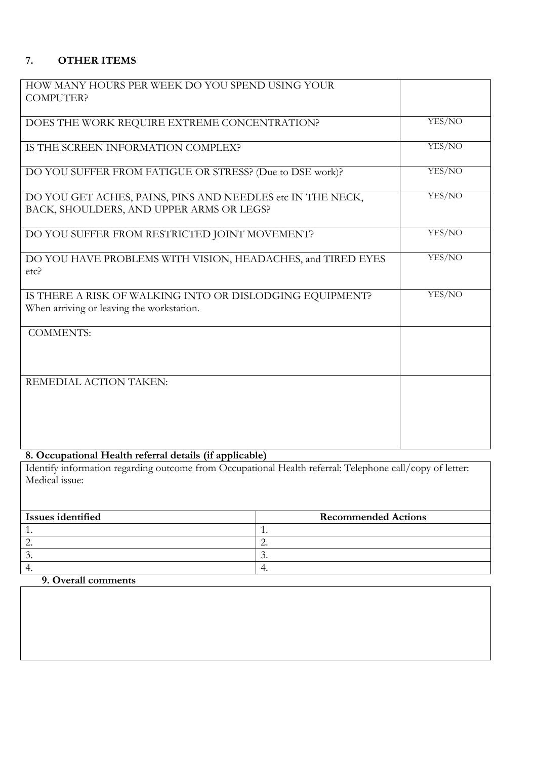## 7. OTHER ITEMS

| | |
|---|---|
| HOW MANY HOURS PER WEEK DO YOU SPEND USING YOUR COMPUTER? | |
| DOES THE WORK REQUIRE EXTREME CONCENTRATION? | YES/NO |
| IS THE SCREEN INFORMATION COMPLEX? | YES/NO |
| DO YOU SUFFER FROM FATIGUE OR STRESS? (Due to DSE work)? | YES/NO |
| DO YOU GET ACHES, PAINS, PINS AND NEEDLES etc IN THE NECK, BACK, SHOULDERS, AND UPPER ARMS OR LEGS? | YES/NO |
| DO YOU SUFFER FROM RESTRICTED JOINT MOVEMENT? | YES/NO |
| DO YOU HAVE PROBLEMS WITH VISION, HEADACHES, and TIRED EYES etc? | YES/NO |
| IS THERE A RISK OF WALKING INTO OR DISLODGING EQUIPMENT? When arriving or leaving the workstation. | YES/NO |
| COMMENTS: | |
| REMEDIAL ACTION TAKEN: | |

## 8. Occupational Health referral details (if applicable)

Identify information regarding outcome from Occupational Health referral: Telephone call/copy of letter:
Medical issue:

| Issues identified | Recommended Actions |
|---|---|
| 1. | 1. |
| 2. | 2. |
| 3. | 3. |
| 4. | 4. |

## 9. Overall comments

| |
|---|
| |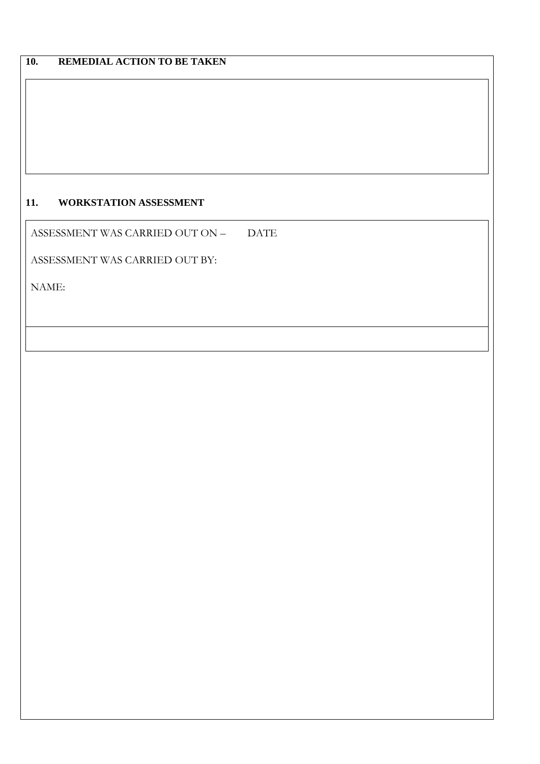## 10. REMEDIAL ACTION TO BE TAKEN

## 11. WORKSTATION ASSESSMENT

ASSESSMENT WAS CARRIED OUT ON – DATE

ASSESSMENT WAS CARRIED OUT BY:

NAME: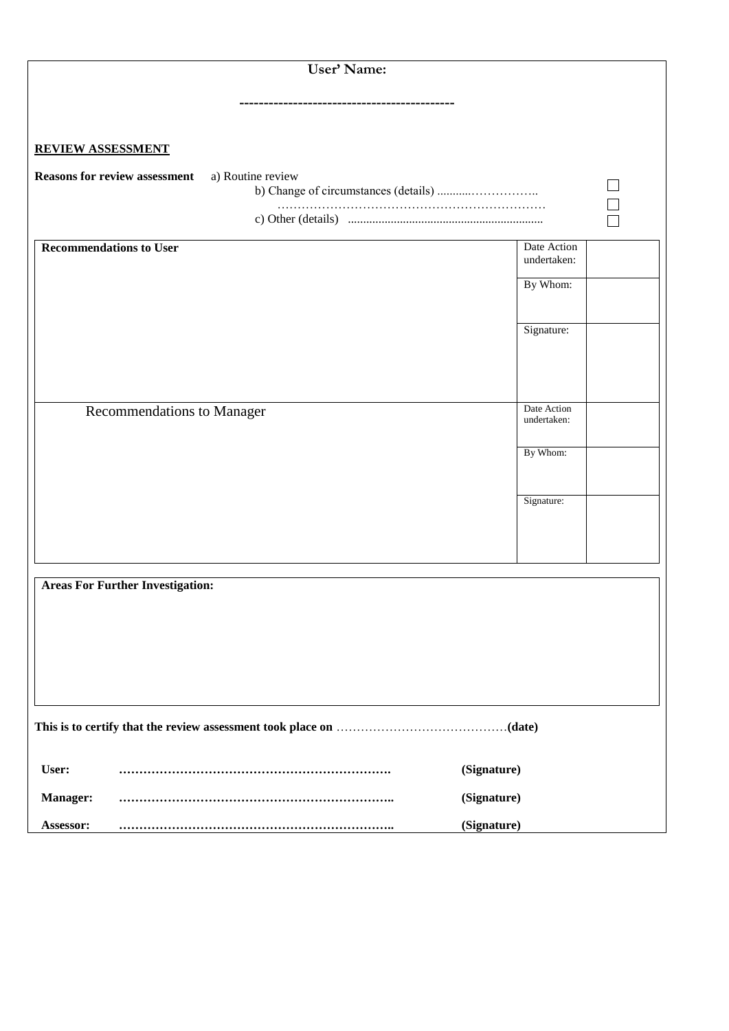**User' Name:**

**-------------------------------------------**

**REVIEW ASSESSMENT**

**Reasons for review assessment** a) Routine review ☐
b) Change of circumstances (details) ...........…………….. ☐
…………………………………………………………
c) Other (details) ................................................................ ☐

| **Recommendations to User** | Date Action undertaken: | |
|---|---|---|
| | By Whom: | |
| | Signature: | |
| Recommendations to Manager | Date Action undertaken: | |
| | By Whom: | |
| | Signature: | |

| **Areas For Further Investigation:** |
|---|
| |

**This is to certify that the review assessment took place on** ……………………………………**(date)**

**User:** **………………………………………………………….** **(Signature)**

**Manager:** **…………………………………………………………..** **(Signature)**

**Assessor:** **…………………………………………………………..** **(Signature)**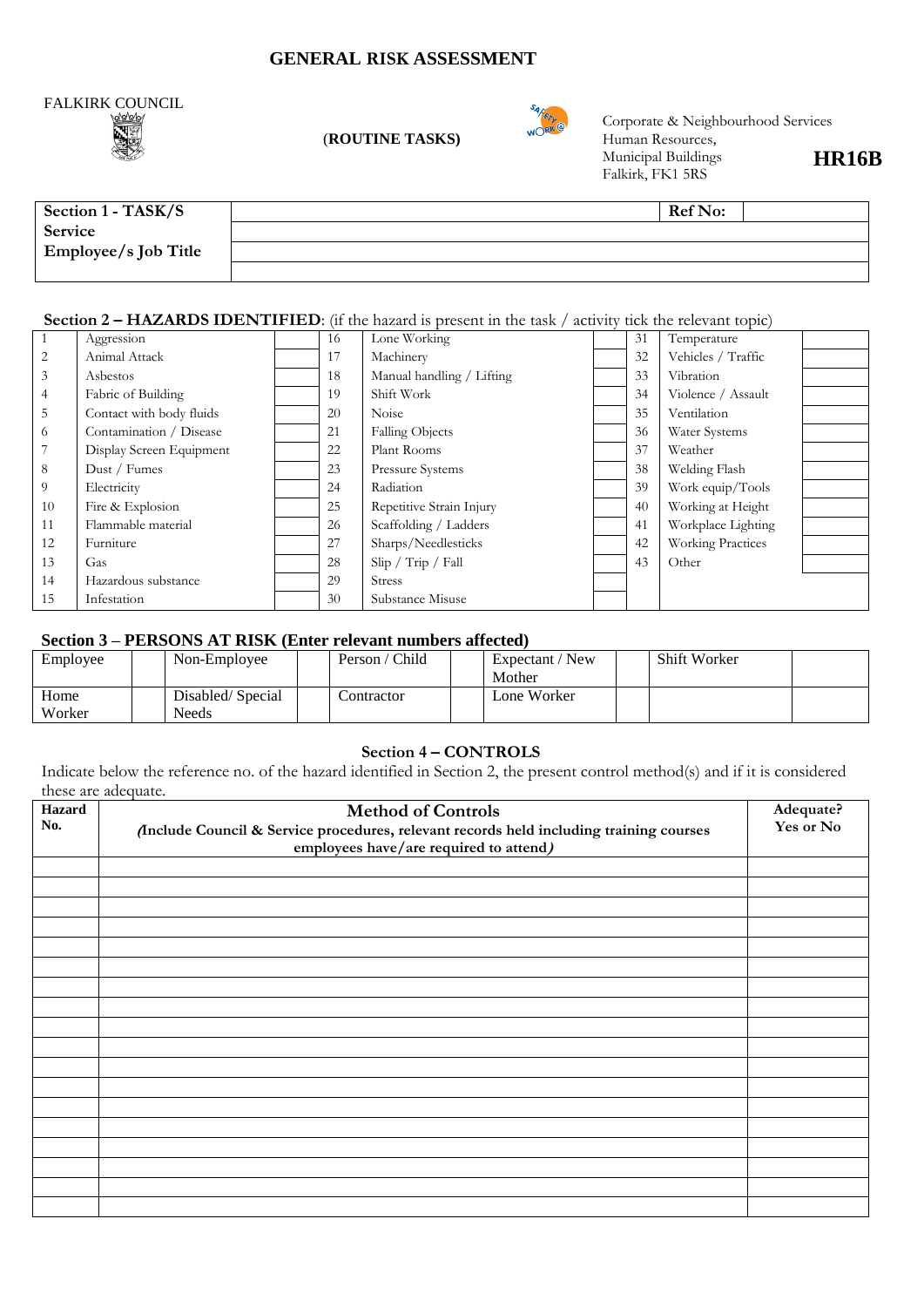# GENERAL RISK ASSESSMENT

FALKIRK COUNCIL

(**ROUTINE TASKS**)

Corporate & Neighbourhood Services
Human Resources,
Municipal Buildings
Falkirk, FK1 5RS

**HR16B**

| **Section 1 - TASK/S** | | **Ref No:** | |
|---|---|---|---|
| **Service** | | | |
| **Employee/s Job Title** | | | |
| | | | |

**Section 2 – HAZARDS IDENTIFIED**: (if the hazard is present in the task / activity tick the relevant topic)

| | | | | | | | | |
|---|---|---|---|---|---|---|---|---|
| 1 | Aggression | | 16 | Lone Working | | 31 | Temperature | |
| 2 | Animal Attack | | 17 | Machinery | | 32 | Vehicles / Traffic | |
| 3 | Asbestos | | 18 | Manual handling / Lifting | | 33 | Vibration | |
| 4 | Fabric of Building | | 19 | Shift Work | | 34 | Violence / Assault | |
| 5 | Contact with body fluids | | 20 | Noise | | 35 | Ventilation | |
| 6 | Contamination / Disease | | 21 | Falling Objects | | 36 | Water Systems | |
| 7 | Display Screen Equipment | | 22 | Plant Rooms | | 37 | Weather | |
| 8 | Dust / Fumes | | 23 | Pressure Systems | | 38 | Welding Flash | |
| 9 | Electricity | | 24 | Radiation | | 39 | Work equip/Tools | |
| 10 | Fire & Explosion | | 25 | Repetitive Strain Injury | | 40 | Working at Height | |
| 11 | Flammable material | | 26 | Scaffolding / Ladders | | 41 | Workplace Lighting | |
| 12 | Furniture | | 27 | Sharps/Needlesticks | | 42 | Working Practices | |
| 13 | Gas | | 28 | Slip / Trip / Fall | | 43 | Other | |
| 14 | Hazardous substance | | 29 | Stress | | | | |
| 15 | Infestation | | 30 | Substance Misuse | | | | |

**Section 3 – PERSONS AT RISK (Enter relevant numbers affected)**

| | | | | | | | | | |
|---|---|---|---|---|---|---|---|---|---|
| Employee | | Non-Employee | | Person / Child | | Expectant / New Mother | | Shift Worker | |
| Home Worker | | Disabled/ Special Needs | | Contractor | | Lone Worker | | | |

**Section 4 – CONTROLS**

Indicate below the reference no. of the hazard identified in Section 2, the present control method(s) and if it is considered these are adequate.

| **Hazard No.** | **Method of Controls** *(Include Council & Service procedures, relevant records held including training courses employees have/are required to attend)* | **Adequate? Yes or No** |
|---|---|---|
| | | |
| | | |
| | | |
| | | |
| | | |
| | | |
| | | |
| | | |
| | | |
| | | |
| | | |
| | | |
| | | |
| | | |
| | | |
| | | |
| | | |
| | | |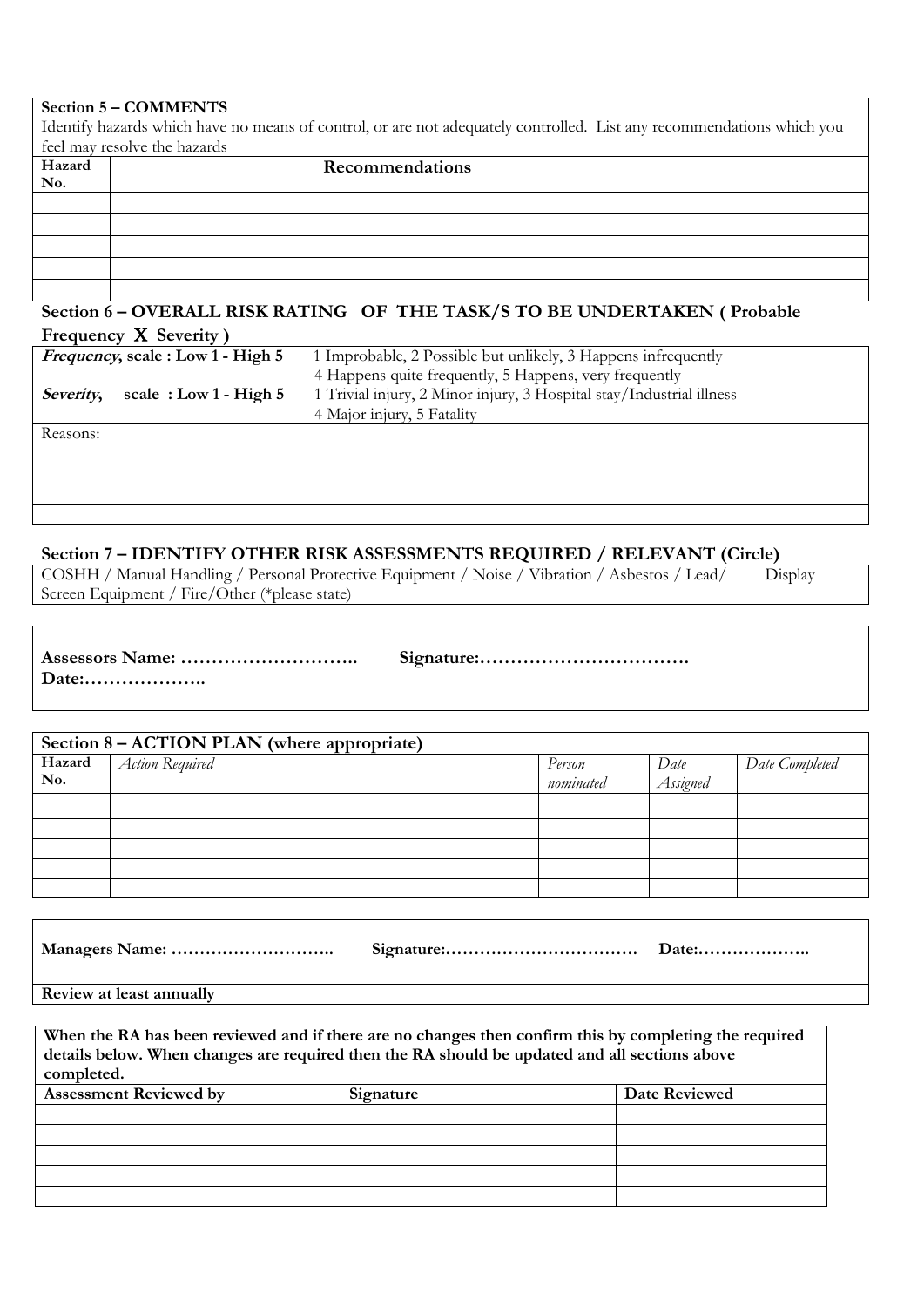**Section 5 – COMMENTS**

Identify hazards which have no means of control, or are not adequately controlled. List any recommendations which you feel may resolve the hazards

| Hazard No. | Recommendations |
|---|---|
| | |
| | |
| | |
| | |
| | |

## Section 6 – OVERALL RISK RATING OF THE TASK/S TO BE UNDERTAKEN ( Probable Frequency X Severity )

| | |
|---|---|
| ***Frequency*, scale : Low 1 - High 5** | 1 Improbable, 2 Possible but unlikely, 3 Happens infrequently<br>4 Happens quite frequently, 5 Happens, very frequently |
| ***Severity*, scale : Low 1 - High 5** | 1 Trivial injury, 2 Minor injury, 3 Hospital stay/Industrial illness<br>4 Major injury, 5 Fatality |

| Reasons: |
|---|
| |
| |
| |
| |

## Section 7 – IDENTIFY OTHER RISK ASSESSMENTS REQUIRED / RELEVANT (Circle)

COSHH / Manual Handling / Personal Protective Equipment / Noise / Vibration / Asbestos / Lead/ Display Screen Equipment / Fire/Other (*please state)

**Assessors Name: ……………………….. Signature:……………………………. Date:………………..**

| **Section 8 – ACTION PLAN (where appropriate)** | | | | |
|---|---|---|---|---|
| **Hazard No.** | *Action Required* | *Person nominated* | *Date Assigned* | *Date Completed* |
| | | | | |
| | | | | |
| | | | | |
| | | | | |
| | | | | |

**Managers Name: ……………………….. Signature:……………………………. Date:………………..**

**Review at least annually**

**When the RA has been reviewed and if there are no changes then confirm this by completing the required details below. When changes are required then the RA should be updated and all sections above completed.**

| Assessment Reviewed by | Signature | Date Reviewed |
|---|---|---|
| | | |
| | | |
| | | |
| | | |
| | | |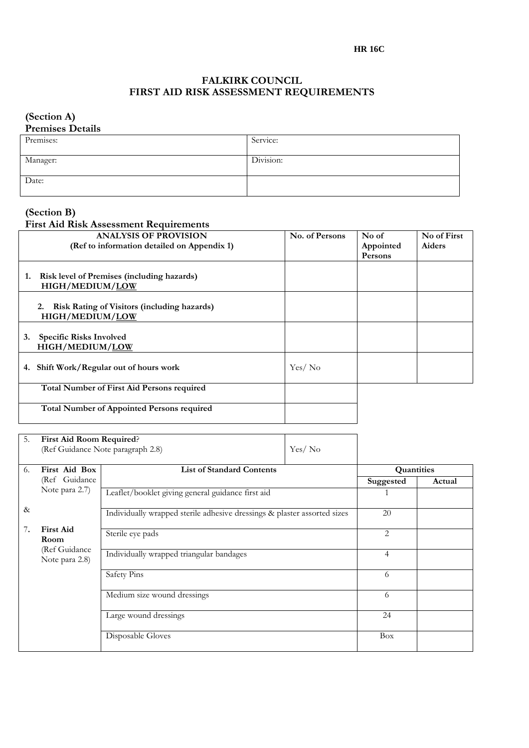HR 16C

# FALKIRK COUNCIL
# FIRST AID RISK ASSESSMENT REQUIREMENTS

## (Section A)
## Premises Details

| Premises: | Service: |
|---|---|
| Manager: | Division: |
| Date: | |

## (Section B)
## First Aid Risk Assessment Requirements

| **ANALYSIS OF PROVISION (Ref to information detailed on Appendix 1)** | **No. of Persons** | **No of Appointed Persons** | **No of First Aiders** |
|---|---|---|---|
| **1. Risk level of Premises (including hazards) HIGH/MEDIUM/LOW** | | | |
| **2. Risk Rating of Visitors (including hazards) HIGH/MEDIUM/LOW** | | | |
| **3. Specific Risks Involved HIGH/MEDIUM/LOW** | | | |
| **4. Shift Work/Regular out of hours work** | Yes/ No | | |
| **Total Number of First Aid Persons required** | | | |
| **Total Number of Appointed Persons required** | | | |

| 5. **First Aid Room Required**? (Ref Guidance Note paragraph 2.8) | | Yes/ No | |
|---|---|---|---|
| 6. **First Aid Box** (Ref Guidance Note para 2.7) & 7. **First Aid Room** (Ref Guidance Note para 2.8) | **List of Standard Contents** | **Quantities** | |
| | | **Suggested** | **Actual** |
| | Leaflet/booklet giving general guidance first aid | 1 | |
| | Individually wrapped sterile adhesive dressings & plaster assorted sizes | 20 | |
| | Sterile eye pads | 2 | |
| | Individually wrapped triangular bandages | 4 | |
| | Safety Pins | 6 | |
| | Medium size wound dressings | 6 | |
| | Large wound dressings | 24 | |
| | Disposable Gloves | Box | |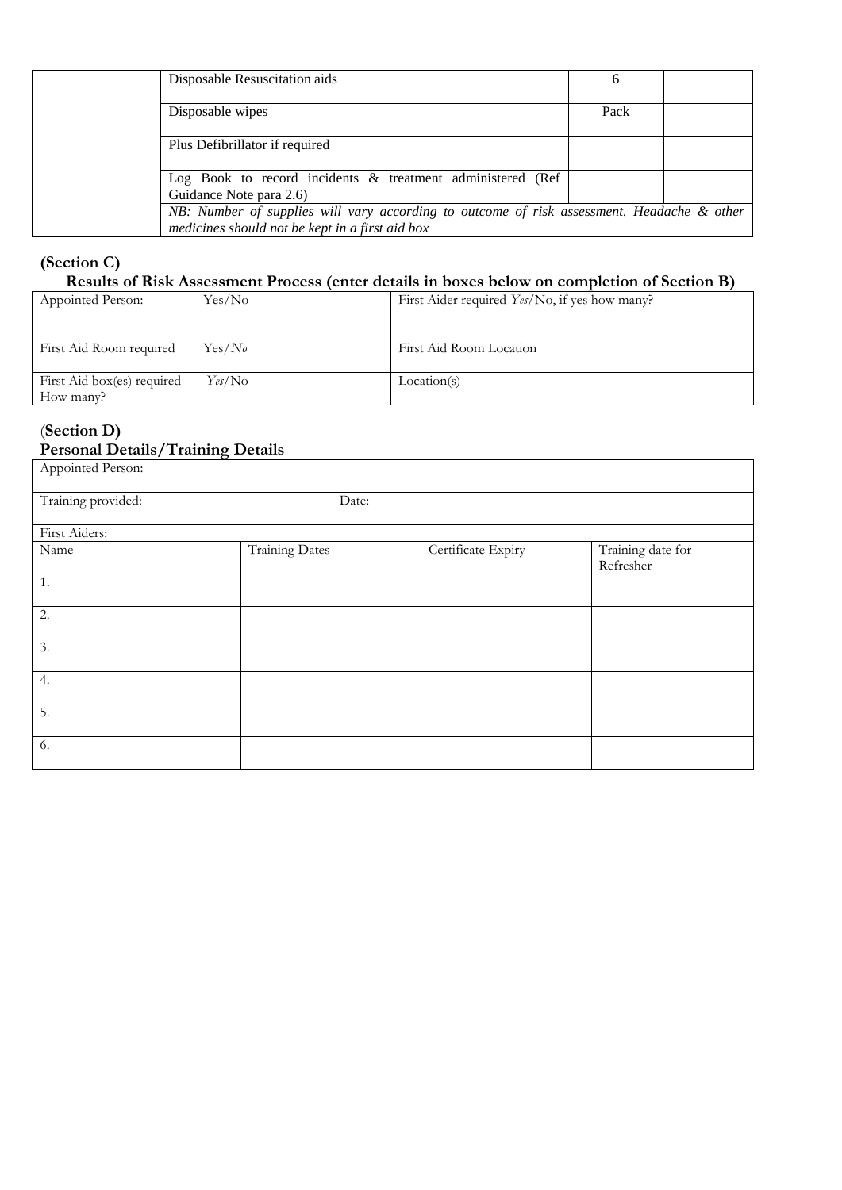| | | | |
|---|---|---|---|
| | Disposable Resuscitation aids | 6 | |
| | Disposable wipes | Pack | |
| | Plus Defibrillator if required | | |
| | Log Book to record incidents & treatment administered (Ref Guidance Note para 2.6) | | |
| | *NB: Number of supplies will vary according to outcome of risk assessment. Headache & other medicines should not be kept in a first aid box* | | |

**(Section C)**

**Results of Risk Assessment Process (enter details in boxes below on completion of Section B)**

| | |
|---|---|
| Appointed Person: Yes/No | First Aider required *Yes*/No, if yes how many? |
| First Aid Room required Yes/*No* | First Aid Room Location |
| First Aid box(es) required *Yes*/No How many? | Location(s) |

(**Section D**)

**Personal Details/Training Details**

| | | | |
|---|---|---|---|
| Appointed Person: | | | |
| Training provided: | Date: | | |
| First Aiders: | | | |
| Name | Training Dates | Certificate Expiry | Training date for Refresher |
| 1. | | | |
| 2. | | | |
| 3. | | | |
| 4. | | | |
| 5. | | | |
| 6. | | | |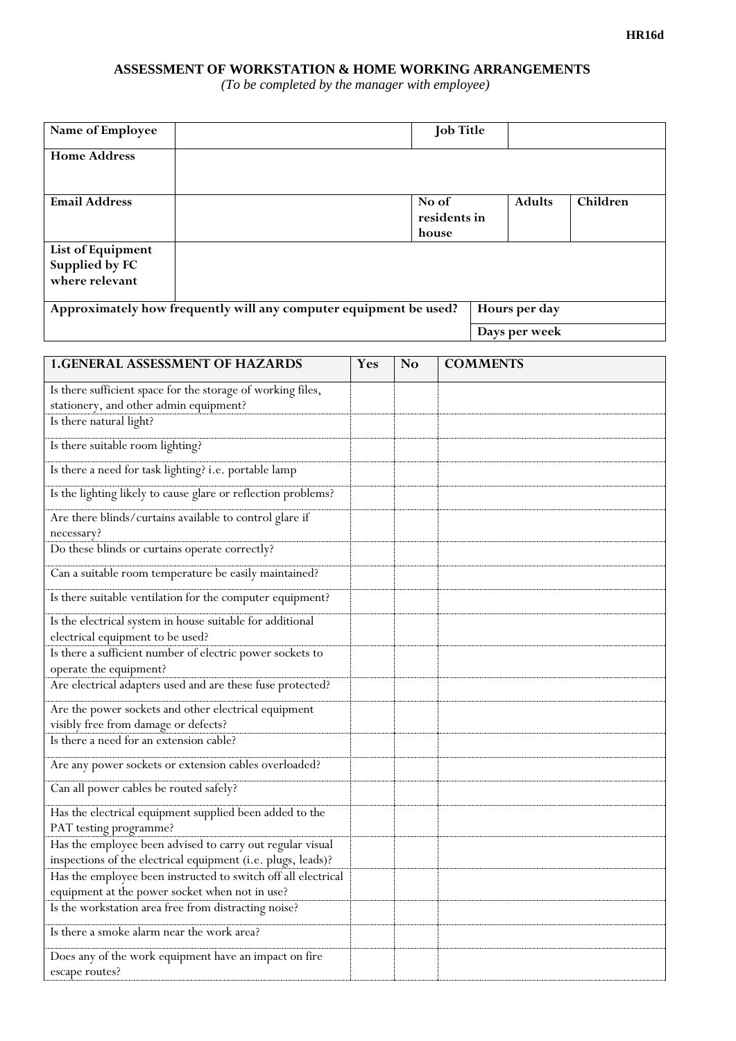HR16d

**ASSESSMENT OF WORKSTATION & HOME WORKING ARRANGEMENTS**

*(To be completed by the manager with employee)*

| **Name of Employee** | | **Job Title** | | |
|---|---|---|---|---|
| **Home Address** | | | | |
| **Email Address** | | **No of residents in house** | **Adults** | **Children** |
| **List of Equipment Supplied by FC where relevant** | | | | |
| **Approximately how frequently will any computer equipment be used?** | | | **Hours per day** | |
| | | | **Days per week** | |

| **1.GENERAL ASSESSMENT OF HAZARDS** | **Yes** | **No** | **COMMENTS** |
|---|---|---|---|
| Is there sufficient space for the storage of working files, stationery, and other admin equipment? | | | |
| Is there natural light? | | | |
| Is there suitable room lighting? | | | |
| Is there a need for task lighting? i.e. portable lamp | | | |
| Is the lighting likely to cause glare or reflection problems? | | | |
| Are there blinds/curtains available to control glare if necessary? | | | |
| Do these blinds or curtains operate correctly? | | | |
| Can a suitable room temperature be easily maintained? | | | |
| Is there suitable ventilation for the computer equipment? | | | |
| Is the electrical system in house suitable for additional electrical equipment to be used? | | | |
| Is there a sufficient number of electric power sockets to operate the equipment? | | | |
| Are electrical adapters used and are these fuse protected? | | | |
| Are the power sockets and other electrical equipment visibly free from damage or defects? | | | |
| Is there a need for an extension cable? | | | |
| Are any power sockets or extension cables overloaded? | | | |
| Can all power cables be routed safely? | | | |
| Has the electrical equipment supplied been added to the PAT testing programme? | | | |
| Has the employee been advised to carry out regular visual inspections of the electrical equipment (i.e. plugs, leads)? | | | |
| Has the employee been instructed to switch off all electrical equipment at the power socket when not in use? | | | |
| Is the workstation area free from distracting noise? | | | |
| Is there a smoke alarm near the work area? | | | |
| Does any of the work equipment have an impact on fire escape routes? | | | |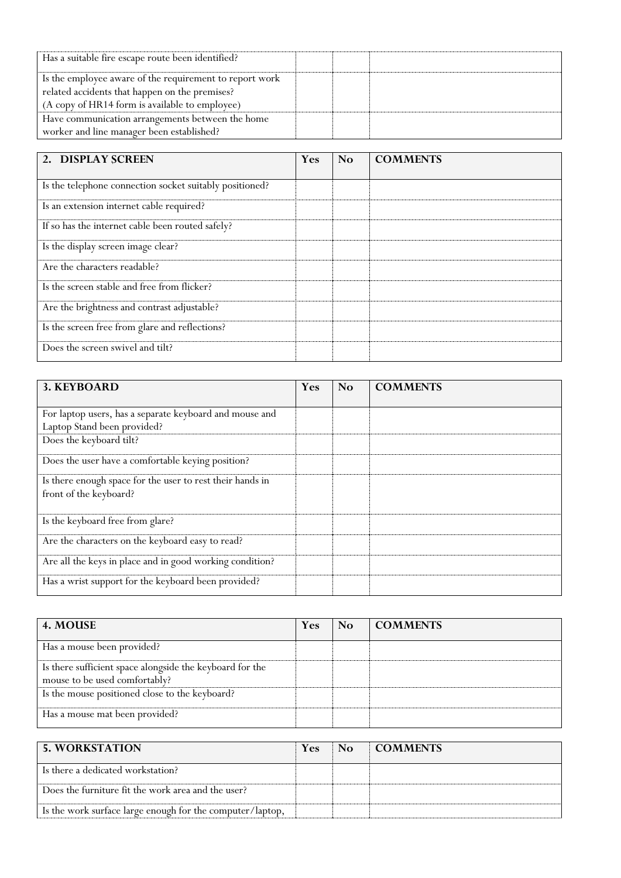| | | | |
|---|---|---|---|
| Has a suitable fire escape route been identified? | | | |
| Is the employee aware of the requirement to report work related accidents that happen on the premises? (A copy of HR14 form is available to employee) | | | |
| Have communication arrangements between the home worker and line manager been established? | | | |

| 2. DISPLAY SCREEN | Yes | No | COMMENTS |
|---|---|---|---|
| Is the telephone connection socket suitably positioned? | | | |
| Is an extension internet cable required? | | | |
| If so has the internet cable been routed safely? | | | |
| Is the display screen image clear? | | | |
| Are the characters readable? | | | |
| Is the screen stable and free from flicker? | | | |
| Are the brightness and contrast adjustable? | | | |
| Is the screen free from glare and reflections? | | | |
| Does the screen swivel and tilt? | | | |

| 3. KEYBOARD | Yes | No | COMMENTS |
|---|---|---|---|
| For laptop users, has a separate keyboard and mouse and Laptop Stand been provided? | | | |
| Does the keyboard tilt? | | | |
| Does the user have a comfortable keying position? | | | |
| Is there enough space for the user to rest their hands in front of the keyboard? | | | |
| Is the keyboard free from glare? | | | |
| Are the characters on the keyboard easy to read? | | | |
| Are all the keys in place and in good working condition? | | | |
| Has a wrist support for the keyboard been provided? | | | |

| 4. MOUSE | Yes | No | COMMENTS |
|---|---|---|---|
| Has a mouse been provided? | | | |
| Is there sufficient space alongside the keyboard for the mouse to be used comfortably? | | | |
| Is the mouse positioned close to the keyboard? | | | |
| Has a mouse mat been provided? | | | |

| 5. WORKSTATION | Yes | No | COMMENTS |
|---|---|---|---|
| Is there a dedicated workstation? | | | |
| Does the furniture fit the work area and the user? | | | |
| Is the work surface large enough for the computer/laptop, | | | |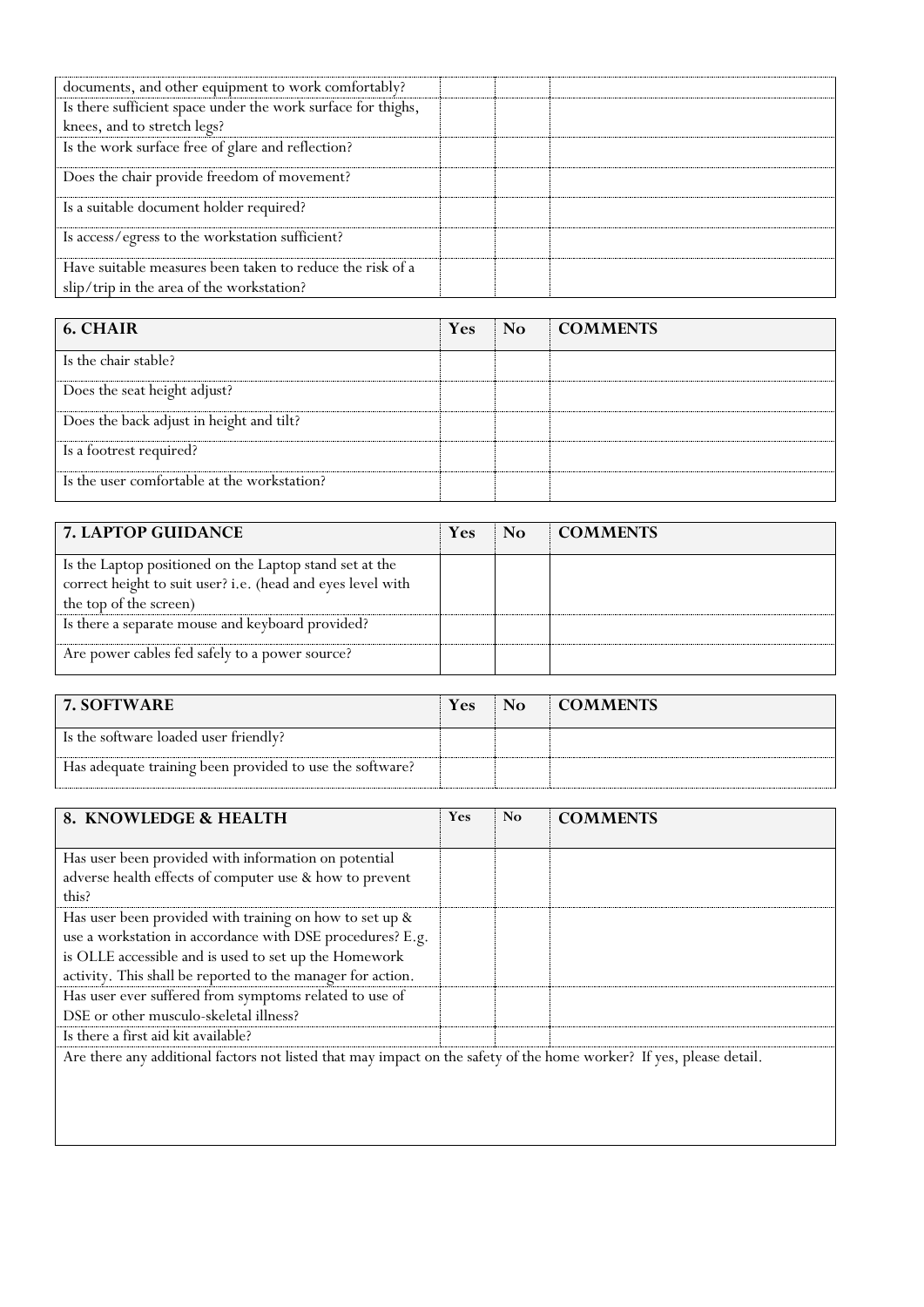| | | | |
|---|---|---|---|
| documents, and other equipment to work comfortably? | | | |
| Is there sufficient space under the work surface for thighs, knees, and to stretch legs? | | | |
| Is the work surface free of glare and reflection? | | | |
| Does the chair provide freedom of movement? | | | |
| Is a suitable document holder required? | | | |
| Is access/egress to the workstation sufficient? | | | |
| Have suitable measures been taken to reduce the risk of a slip/trip in the area of the workstation? | | | |

| **6. CHAIR** | **Yes** | **No** | **COMMENTS** |
|---|---|---|---|
| Is the chair stable? | | | |
| Does the seat height adjust? | | | |
| Does the back adjust in height and tilt? | | | |
| Is a footrest required? | | | |
| Is the user comfortable at the workstation? | | | |

| **7. LAPTOP GUIDANCE** | **Yes** | **No** | **COMMENTS** |
|---|---|---|---|
| Is the Laptop positioned on the Laptop stand set at the correct height to suit user? i.e. (head and eyes level with the top of the screen) | | | |
| Is there a separate mouse and keyboard provided? | | | |
| Are power cables fed safely to a power source? | | | |

| **7. SOFTWARE** | **Yes** | **No** | **COMMENTS** |
|---|---|---|---|
| Is the software loaded user friendly? | | | |
| Has adequate training been provided to use the software? | | | |

| **8. KNOWLEDGE & HEALTH** | **Yes** | **No** | **COMMENTS** |
|---|---|---|---|
| Has user been provided with information on potential adverse health effects of computer use & how to prevent this? | | | |
| Has user been provided with training on how to set up & use a workstation in accordance with DSE procedures? E.g. is OLLE accessible and is used to set up the Homework activity. This shall be reported to the manager for action. | | | |
| Has user ever suffered from symptoms related to use of DSE or other musculo-skeletal illness? | | | |
| Is there a first aid kit available? | | | |
| Are there any additional factors not listed that may impact on the safety of the home worker? If yes, please detail. | | | |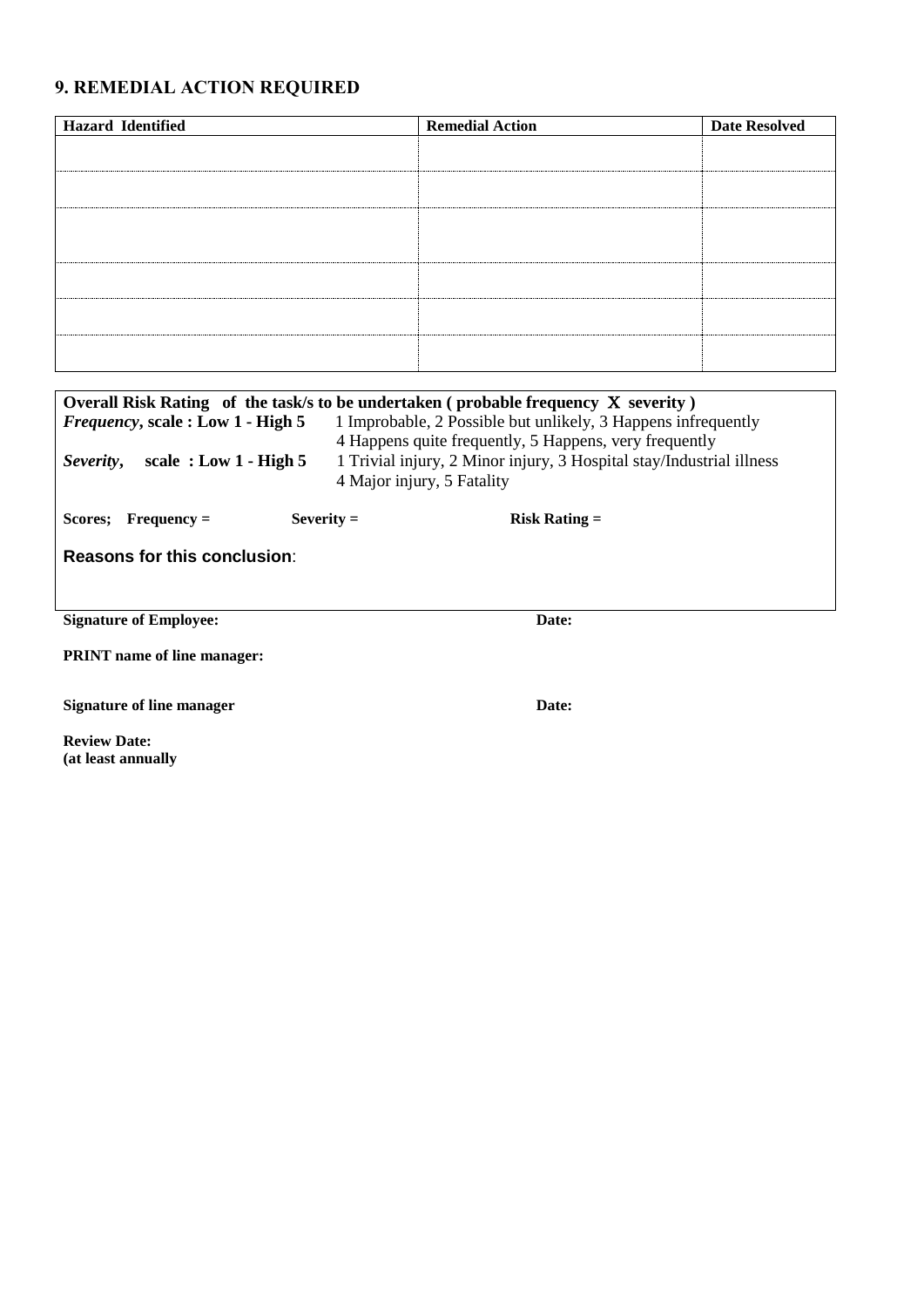## 9. REMEDIAL ACTION REQUIRED

| Hazard Identified | Remedial Action | Date Resolved |
|---|---|---|
| | | |
| | | |
| | | |
| | | |
| | | |
| | | |

**Overall Risk Rating of the task/s to be undertaken ( probable frequency X severity )**

***Frequency*, scale : Low 1 - High 5** 1 Improbable, 2 Possible but unlikely, 3 Happens infrequently 4 Happens quite frequently, 5 Happens, very frequently

***Severity*, scale : Low 1 - High 5** 1 Trivial injury, 2 Minor injury, 3 Hospital stay/Industrial illness 4 Major injury, 5 Fatality

**Scores; Frequency =** **Severity =** **Risk Rating =**

**Reasons for this conclusion**:

**Signature of Employee:** **Date:**

**PRINT name of line manager:**

**Signature of line manager** **Date:**

**Review Date:**
**(at least annually**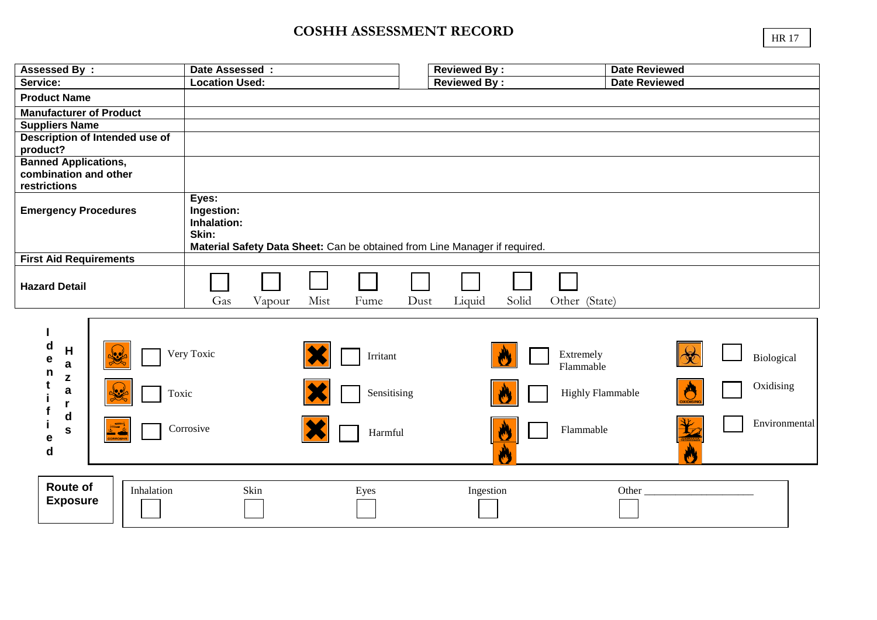# COSHH ASSESSMENT RECORD

HR 17

| Assessed By : | Date Assessed : | Reviewed By : | Date Reviewed |
|---|---|---|---|
| Service: | Location Used: | Reviewed By : | Date Reviewed |

| | |
|---|---|
| **Product Name** | |
| **Manufacturer of Product** | |
| **Suppliers Name** | |
| **Description of Intended use of product?** | |
| **Banned Applications, combination and other restrictions** | |
| **Emergency Procedures** | **Eyes:**<br>**Ingestion:**<br>**Inhalation:**<br>**Skin:**<br>**Material Safety Data Sheet:** Can be obtained from Line Manager if required. |
| **First Aid Requirements** | |
| **Hazard Detail** | ☐ Gas ☐ Vapour ☐ Mist ☐ Fume ☐ Dust ☐ Liquid ☐ Solid ☐ Other (State) |

**Identified Hazards**

| | | | |
|---|---|---|---|
| ☐ Very Toxic | ☐ Irritant | ☐ Extremely Flammable | ☐ Biological |
| ☐ Toxic | ☐ Sensitising | ☐ Highly Flammable | ☐ Oxidising |
| ☐ Corrosive | ☐ Harmful | ☐ Flammable | ☐ Environmental |

**Route of Exposure**

| Inhalation | Skin | Eyes | Ingestion | Other ____________________ |
|---|---|---|---|---|
| ☐ | ☐ | ☐ | ☐ | ☐ |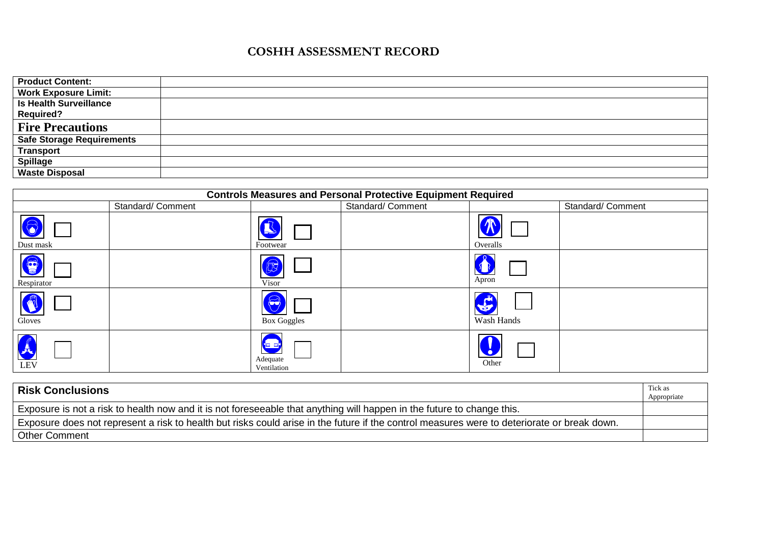# COSHH ASSESSMENT RECORD

| **Product Content:** | |
|---|---|
| **Work Exposure Limit:** | |
| **Is Health Surveillance Required?** | |
| **Fire Precautions** | |
| **Safe Storage Requirements** | |
| **Transport** | |
| **Spillage** | |
| **Waste Disposal** | |

| **Controls Measures and Personal Protective Equipment Required** | | | | | |
|---|---|---|---|---|---|
| | Standard/ Comment | | Standard/ Comment | | Standard/ Comment |
| Dust mask ☐ | | Footwear ☐ | | Overalls ☐ | |
| Respirator ☐ | | Visor ☐ | | Apron ☐ | |
| Gloves ☐ | | Box Goggles ☐ | | Wash Hands ☐ | |
| LEV ☐ | | Adequate Ventilation ☐ | | Other ☐ | |

| **Risk Conclusions** | Tick as Appropriate |
|---|---|
| Exposure is not a risk to health now and it is not foreseeable that anything will happen in the future to change this. | |
| Exposure does not represent a risk to health but risks could arise in the future if the control measures were to deteriorate or break down. | |
| Other Comment | |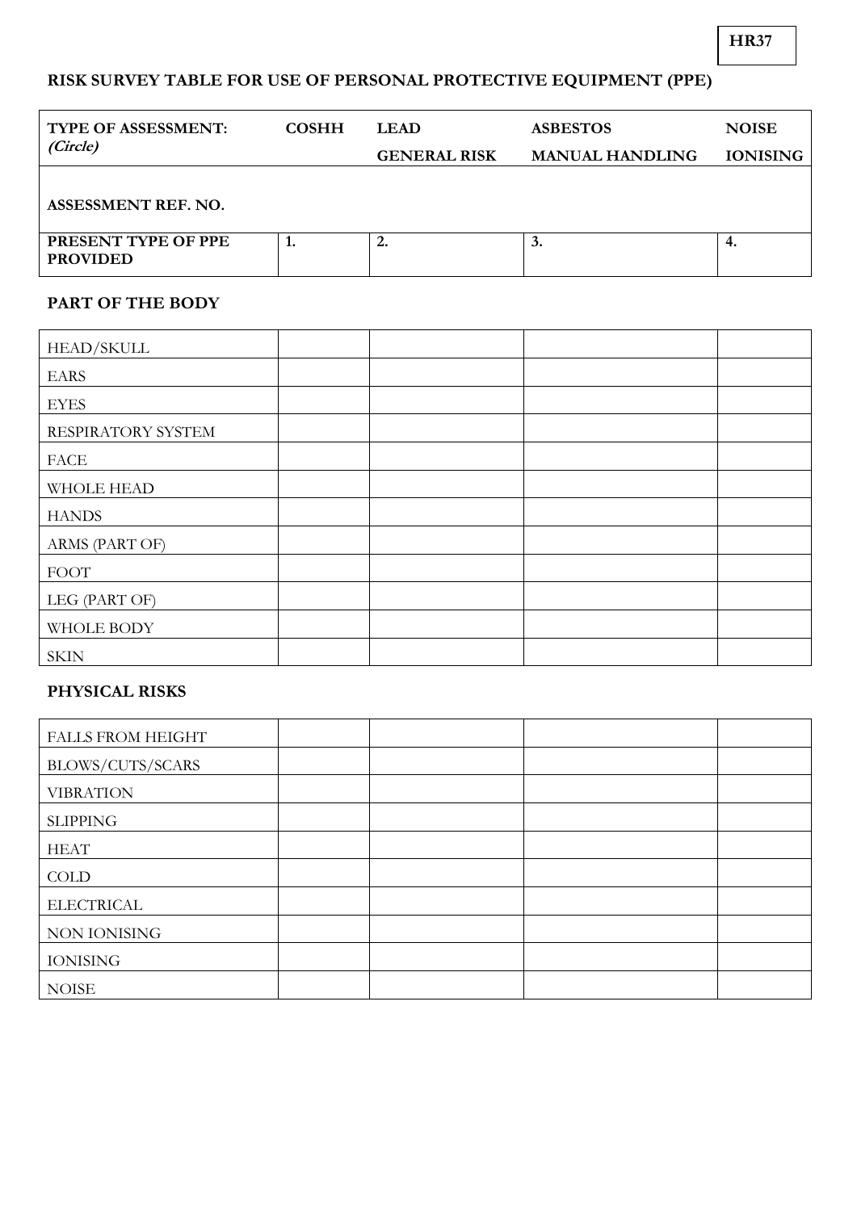HR37

## RISK SURVEY TABLE FOR USE OF PERSONAL PROTECTIVE EQUIPMENT (PPE)

| **TYPE OF ASSESSMENT:** *(Circle)* | **COSHH** | **LEAD** / **GENERAL RISK** | **ASBESTOS** / **MANUAL HANDLING** | **NOISE** / **IONISING** |
|---|---|---|---|---|
| **ASSESSMENT REF. NO.** | | | | |
| **PRESENT TYPE OF PPE PROVIDED** | **1.** | **2.** | **3.** | **4.** |

### PART OF THE BODY

| | | | | |
|---|---|---|---|---|
| HEAD/SKULL | | | | |
| EARS | | | | |
| EYES | | | | |
| RESPIRATORY SYSTEM | | | | |
| FACE | | | | |
| WHOLE HEAD | | | | |
| HANDS | | | | |
| ARMS (PART OF) | | | | |
| FOOT | | | | |
| LEG (PART OF) | | | | |
| WHOLE BODY | | | | |
| SKIN | | | | |

### PHYSICAL RISKS

| | | | | |
|---|---|---|---|---|
| FALLS FROM HEIGHT | | | | |
| BLOWS/CUTS/SCARS | | | | |
| VIBRATION | | | | |
| SLIPPING | | | | |
| HEAT | | | | |
| COLD | | | | |
| ELECTRICAL | | | | |
| NON IONISING | | | | |
| IONISING | | | | |
| NOISE | | | | |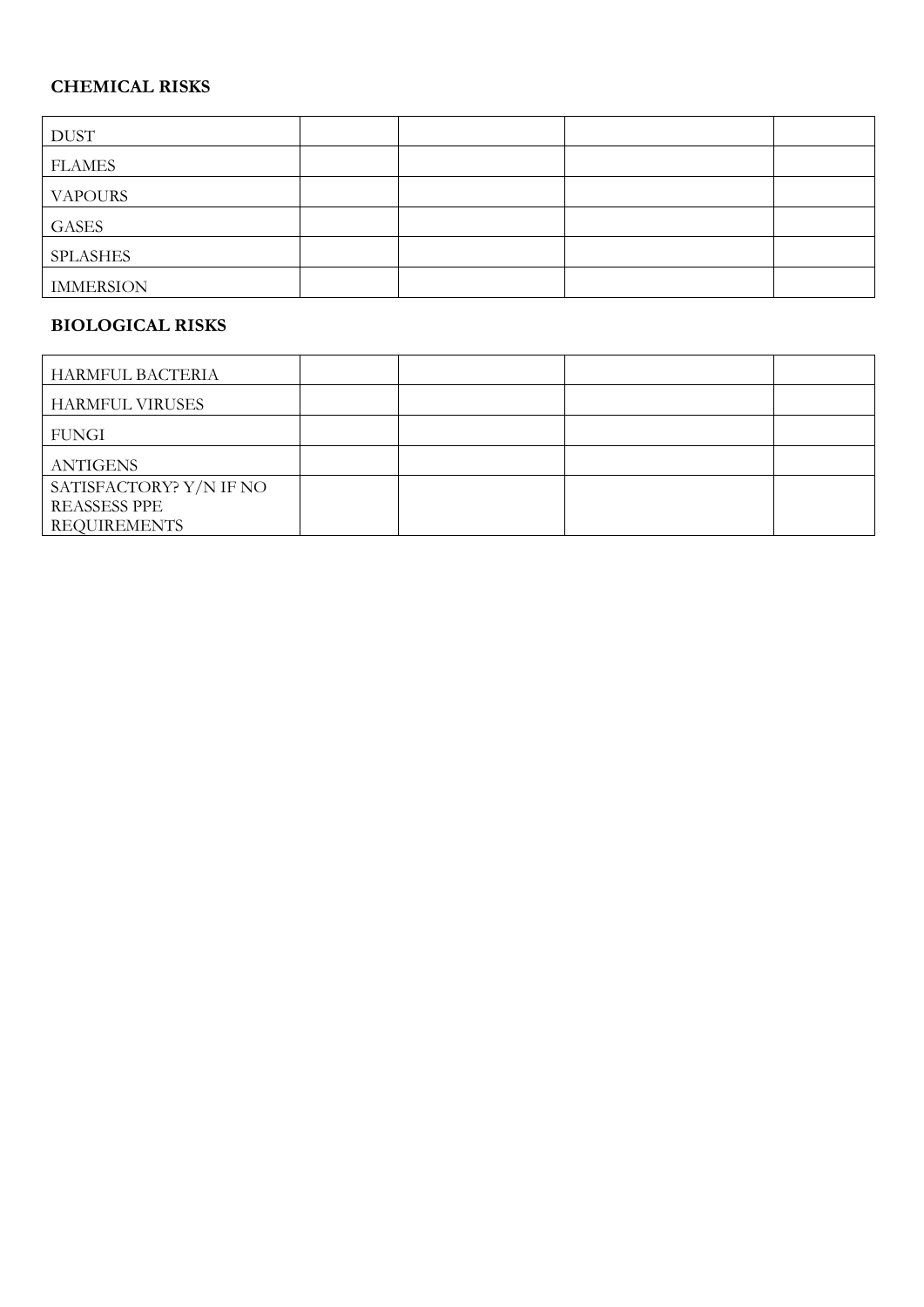**CHEMICAL RISKS**

| DUST | | | | |
|---|---|---|---|---|
| FLAMES | | | | |
| VAPOURS | | | | |
| GASES | | | | |
| SPLASHES | | | | |
| IMMERSION | | | | |

**BIOLOGICAL RISKS**

| HARMFUL BACTERIA | | | | |
|---|---|---|---|---|
| HARMFUL VIRUSES | | | | |
| FUNGI | | | | |
| ANTIGENS | | | | |
| SATISFACTORY? Y/N IF NO REASSESS PPE REQUIREMENTS | | | | |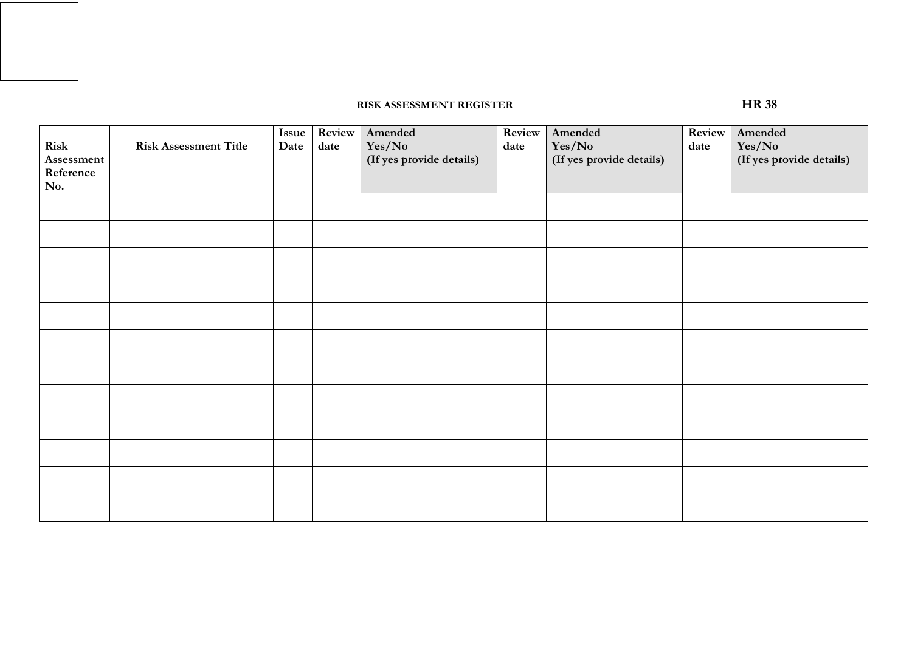**RISK ASSESSMENT REGISTER** **HR 38**

| Risk Assessment Reference No. | Risk Assessment Title | Issue Date | Review date | Amended Yes/No (If yes provide details) | Review date | Amended Yes/No (If yes provide details) | Review date | Amended Yes/No (If yes provide details) |
|---|---|---|---|---|---|---|---|---|
| | | | | | | | | |
| | | | | | | | | |
| | | | | | | | | |
| | | | | | | | | |
| | | | | | | | | |
| | | | | | | | | |
| | | | | | | | | |
| | | | | | | | | |
| | | | | | | | | |
| | | | | | | | | |
| | | | | | | | | |
| | | | | | | | | |